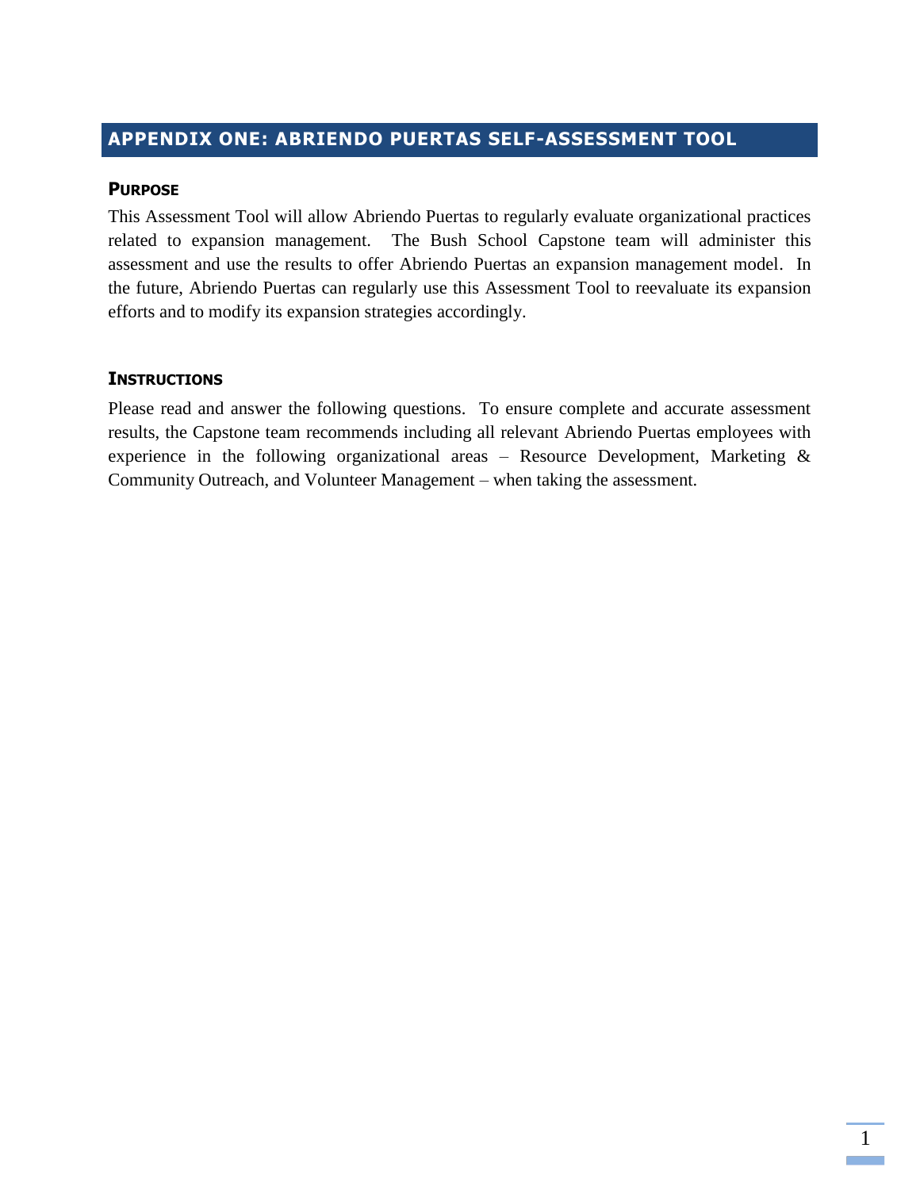## APPENDIX ONE: ABRIENDO PUERTAS SELF-ASSESSMENT TOOL

### PURPOSE

This Assessment Tool will allow Abriendo Puertas to regularly evaluate organizational practices related to expansion management. The Bush School Capstone team will administer this assessment and use the results to offer Abriendo Puertas an expansion management model. In the future, Abriendo Puertas can regularly use this Assessment Tool to reevaluate its expansion efforts and to modify its expansion strategies accordingly.

### INSTRUCTIONS

Please read and answer the following questions. To ensure complete and accurate assessment results, the Capstone team recommends including all relevant Abriendo Puertas employees with experience in the following organizational areas – Resource Development, Marketing & Community Outreach, and Volunteer Management – when taking the assessment.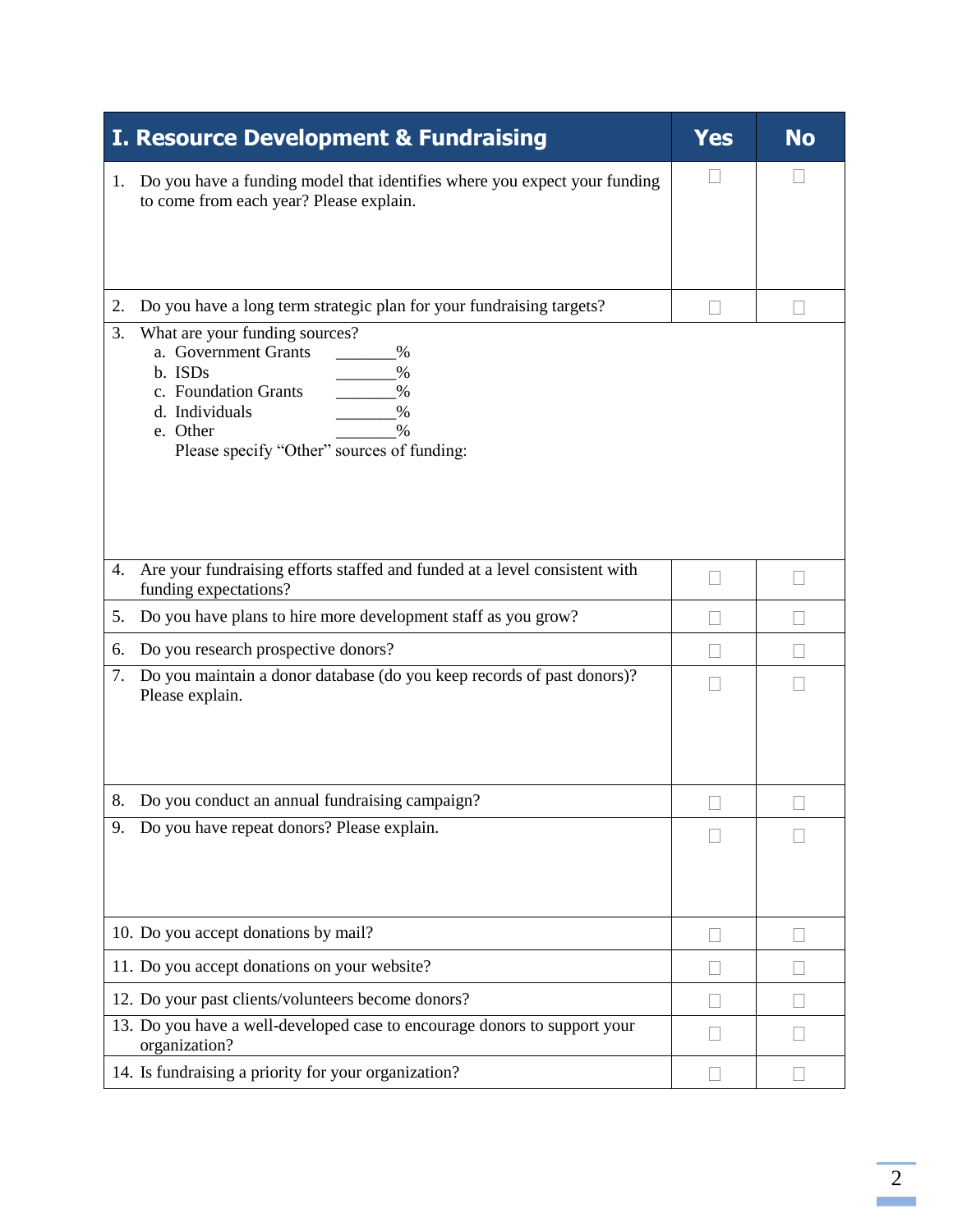| I. Resource Development & Fundraising | Yes | No |
|---|---|---|
| 1. Do you have a funding model that identifies where you expect your funding to come from each year? Please explain. | ☐ | ☐ |
| 2. Do you have a long term strategic plan for your fundraising targets? | ☐ | ☐ |
| 3. What are your funding sources?<br>a. Government Grants _______%<br>b. ISDs _______%<br>c. Foundation Grants _______%<br>d. Individuals _______%<br>e. Other _______%<br>Please specify "Other" sources of funding: | | |
| 4. Are your fundraising efforts staffed and funded at a level consistent with funding expectations? | ☐ | ☐ |
| 5. Do you have plans to hire more development staff as you grow? | ☐ | ☐ |
| 6. Do you research prospective donors? | ☐ | ☐ |
| 7. Do you maintain a donor database (do you keep records of past donors)? Please explain. | ☐ | ☐ |
| 8. Do you conduct an annual fundraising campaign? | ☐ | ☐ |
| 9. Do you have repeat donors? Please explain. | ☐ | ☐ |
| 10. Do you accept donations by mail? | ☐ | ☐ |
| 11. Do you accept donations on your website? | ☐ | ☐ |
| 12. Do your past clients/volunteers become donors? | ☐ | ☐ |
| 13. Do you have a well-developed case to encourage donors to support your organization? | ☐ | ☐ |
| 14. Is fundraising a priority for your organization? | ☐ | ☐ |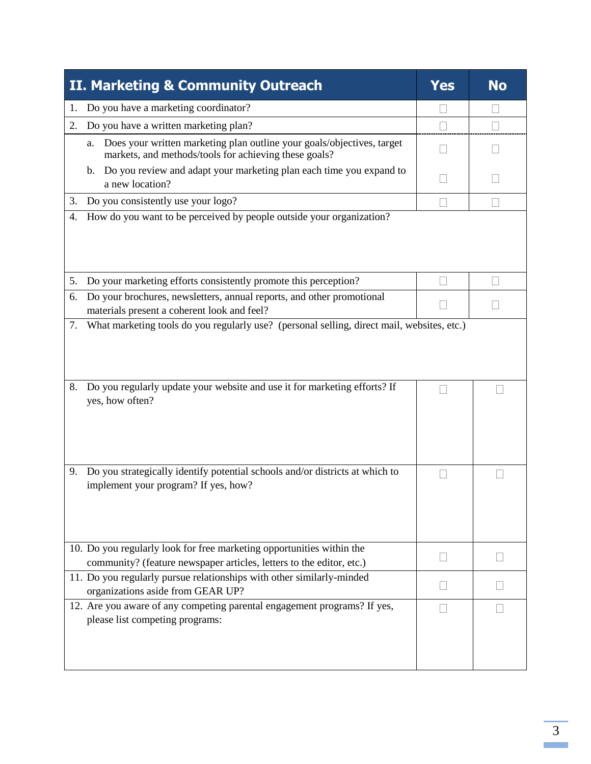| II. Marketing & Community Outreach | Yes | No |
|---|---|---|
| 1. Do you have a marketing coordinator? | ☐ | ☐ |
| 2. Do you have a written marketing plan? | ☐ | ☐ |
| a. Does your written marketing plan outline your goals/objectives, target markets, and methods/tools for achieving these goals? | ☐ | ☐ |
| b. Do you review and adapt your marketing plan each time you expand to a new location? | ☐ | ☐ |
| 3. Do you consistently use your logo? | ☐ | ☐ |
| 4. How do you want to be perceived by people outside your organization? | | |
| 5. Do your marketing efforts consistently promote this perception? | ☐ | ☐ |
| 6. Do your brochures, newsletters, annual reports, and other promotional materials present a coherent look and feel? | ☐ | ☐ |
| 7. What marketing tools do you regularly use? (personal selling, direct mail, websites, etc.) | | |
| 8. Do you regularly update your website and use it for marketing efforts? If yes, how often? | ☐ | ☐ |
| 9. Do you strategically identify potential schools and/or districts at which to implement your program? If yes, how? | ☐ | ☐ |
| 10. Do you regularly look for free marketing opportunities within the community? (feature newspaper articles, letters to the editor, etc.) | ☐ | ☐ |
| 11. Do you regularly pursue relationships with other similarly-minded organizations aside from GEAR UP? | ☐ | ☐ |
| 12. Are you aware of any competing parental engagement programs? If yes, please list competing programs: | ☐ | ☐ |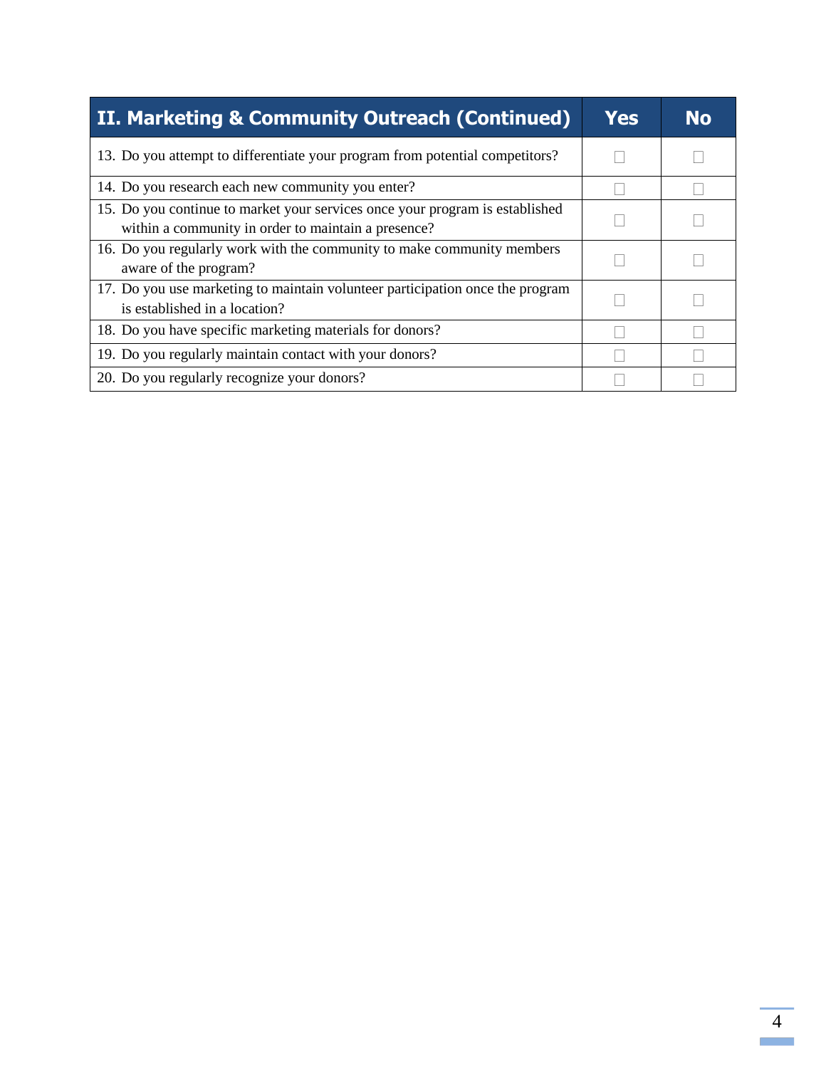| II. Marketing & Community Outreach (Continued) | Yes | No |
|---|---|---|
| 13. Do you attempt to differentiate your program from potential competitors? | ☐ | ☐ |
| 14. Do you research each new community you enter? | ☐ | ☐ |
| 15. Do you continue to market your services once your program is established within a community in order to maintain a presence? | ☐ | ☐ |
| 16. Do you regularly work with the community to make community members aware of the program? | ☐ | ☐ |
| 17. Do you use marketing to maintain volunteer participation once the program is established in a location? | ☐ | ☐ |
| 18. Do you have specific marketing materials for donors? | ☐ | ☐ |
| 19. Do you regularly maintain contact with your donors? | ☐ | ☐ |
| 20. Do you regularly recognize your donors? | ☐ | ☐ |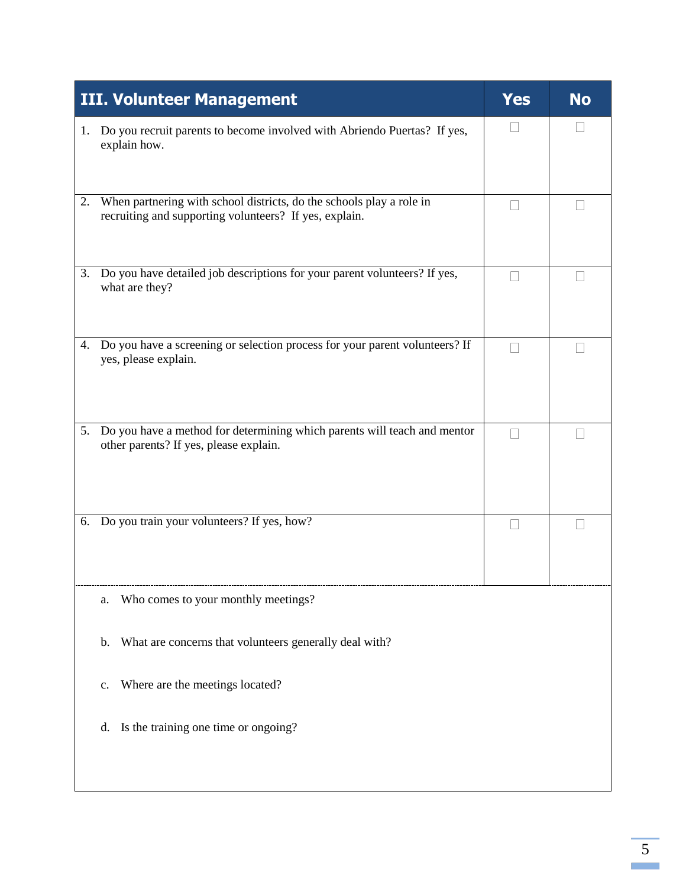| III. Volunteer Management | Yes | No |
| --- | --- | --- |
| 1. Do you recruit parents to become involved with Abriendo Puertas? If yes, explain how. | ☐ | ☐ |
| 2. When partnering with school districts, do the schools play a role in recruiting and supporting volunteers? If yes, explain. | ☐ | ☐ |
| 3. Do you have detailed job descriptions for your parent volunteers? If yes, what are they? | ☐ | ☐ |
| 4. Do you have a screening or selection process for your parent volunteers? If yes, please explain. | ☐ | ☐ |
| 5. Do you have a method for determining which parents will teach and mentor other parents? If yes, please explain. | ☐ | ☐ |
| 6. Do you train your volunteers? If yes, how? | ☐ | ☐ |
| a. Who comes to your monthly meetings? | | |
| b. What are concerns that volunteers generally deal with? | | |
| c. Where are the meetings located? | | |
| d. Is the training one time or ongoing? | | |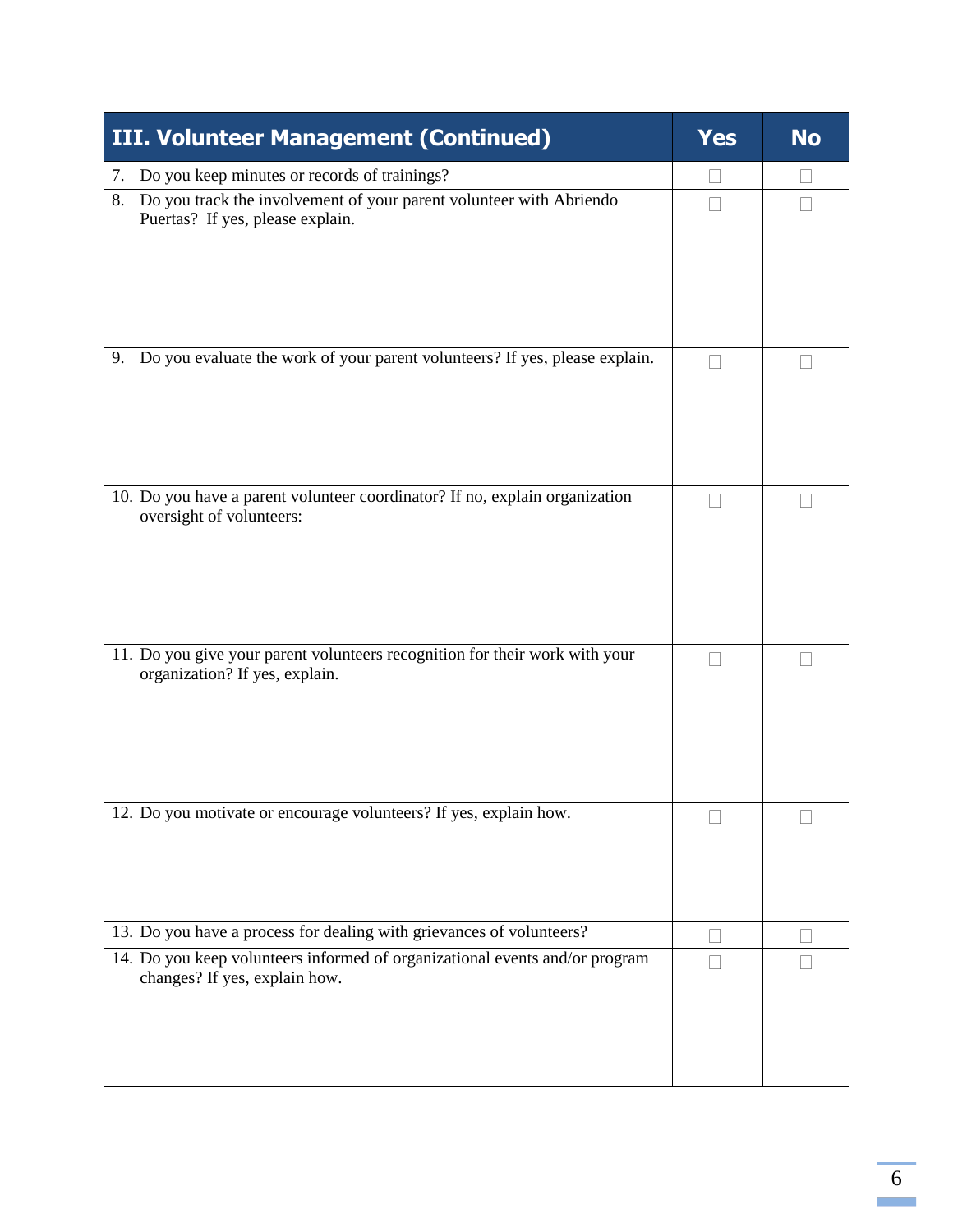| III. Volunteer Management (Continued) | Yes | No |
|---|---|---|
| 7. Do you keep minutes or records of trainings? | ☐ | ☐ |
| 8. Do you track the involvement of your parent volunteer with Abriendo Puertas? If yes, please explain. | ☐ | ☐ |
| 9. Do you evaluate the work of your parent volunteers? If yes, please explain. | ☐ | ☐ |
| 10. Do you have a parent volunteer coordinator? If no, explain organization oversight of volunteers: | ☐ | ☐ |
| 11. Do you give your parent volunteers recognition for their work with your organization? If yes, explain. | ☐ | ☐ |
| 12. Do you motivate or encourage volunteers? If yes, explain how. | ☐ | ☐ |
| 13. Do you have a process for dealing with grievances of volunteers? | ☐ | ☐ |
| 14. Do you keep volunteers informed of organizational events and/or program changes? If yes, explain how. | ☐ | ☐ |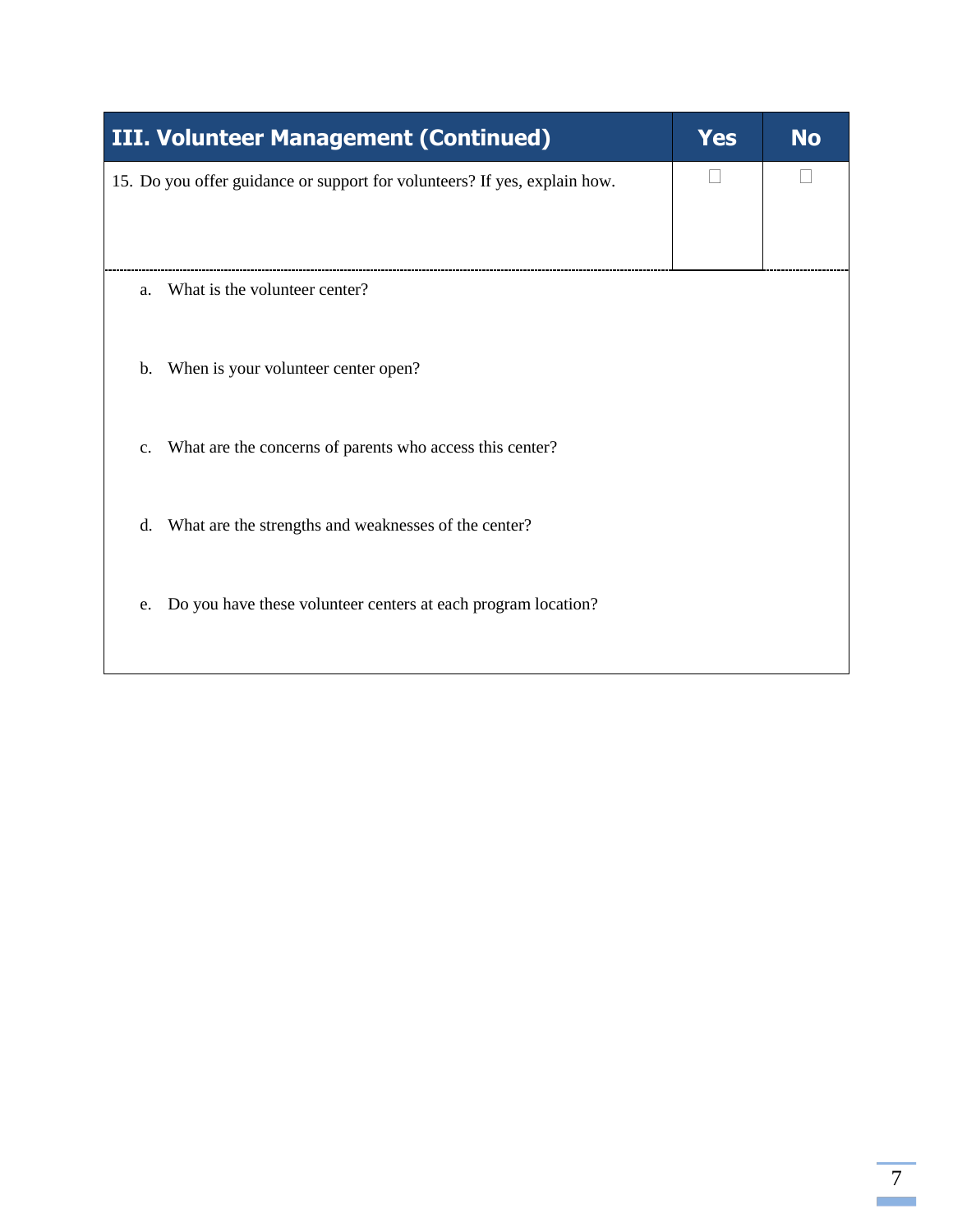| III. Volunteer Management (Continued) | Yes | No |
| --- | --- | --- |
| 15. Do you offer guidance or support for volunteers? If yes, explain how. | ☐ | ☐ |

a. What is the volunteer center?

b. When is your volunteer center open?

c. What are the concerns of parents who access this center?

d. What are the strengths and weaknesses of the center?

e. Do you have these volunteer centers at each program location?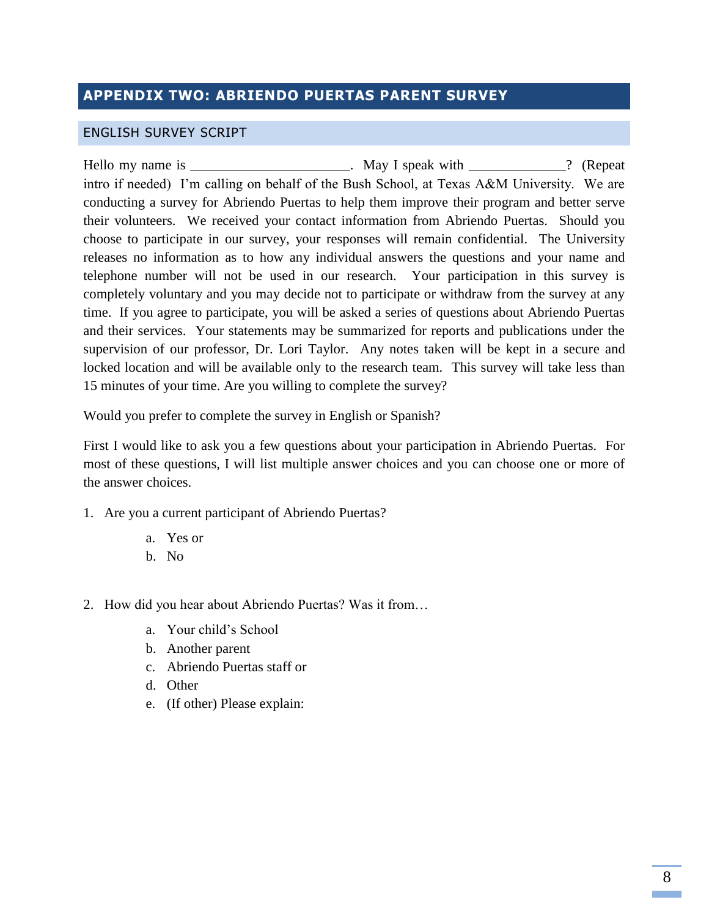## APPENDIX TWO: ABRIENDO PUERTAS PARENT SURVEY

### ENGLISH SURVEY SCRIPT

Hello my name is ______________________. May I speak with _____________? (Repeat intro if needed) I'm calling on behalf of the Bush School, at Texas A&M University. We are conducting a survey for Abriendo Puertas to help them improve their program and better serve their volunteers. We received your contact information from Abriendo Puertas. Should you choose to participate in our survey, your responses will remain confidential. The University releases no information as to how any individual answers the questions and your name and telephone number will not be used in our research. Your participation in this survey is completely voluntary and you may decide not to participate or withdraw from the survey at any time. If you agree to participate, you will be asked a series of questions about Abriendo Puertas and their services. Your statements may be summarized for reports and publications under the supervision of our professor, Dr. Lori Taylor. Any notes taken will be kept in a secure and locked location and will be available only to the research team. This survey will take less than 15 minutes of your time. Are you willing to complete the survey?

Would you prefer to complete the survey in English or Spanish?

First I would like to ask you a few questions about your participation in Abriendo Puertas. For most of these questions, I will list multiple answer choices and you can choose one or more of the answer choices.

1. Are you a current participant of Abriendo Puertas?
   a. Yes or
   b. No

2. How did you hear about Abriendo Puertas? Was it from…
   a. Your child's School
   b. Another parent
   c. Abriendo Puertas staff or
   d. Other
   e. (If other) Please explain: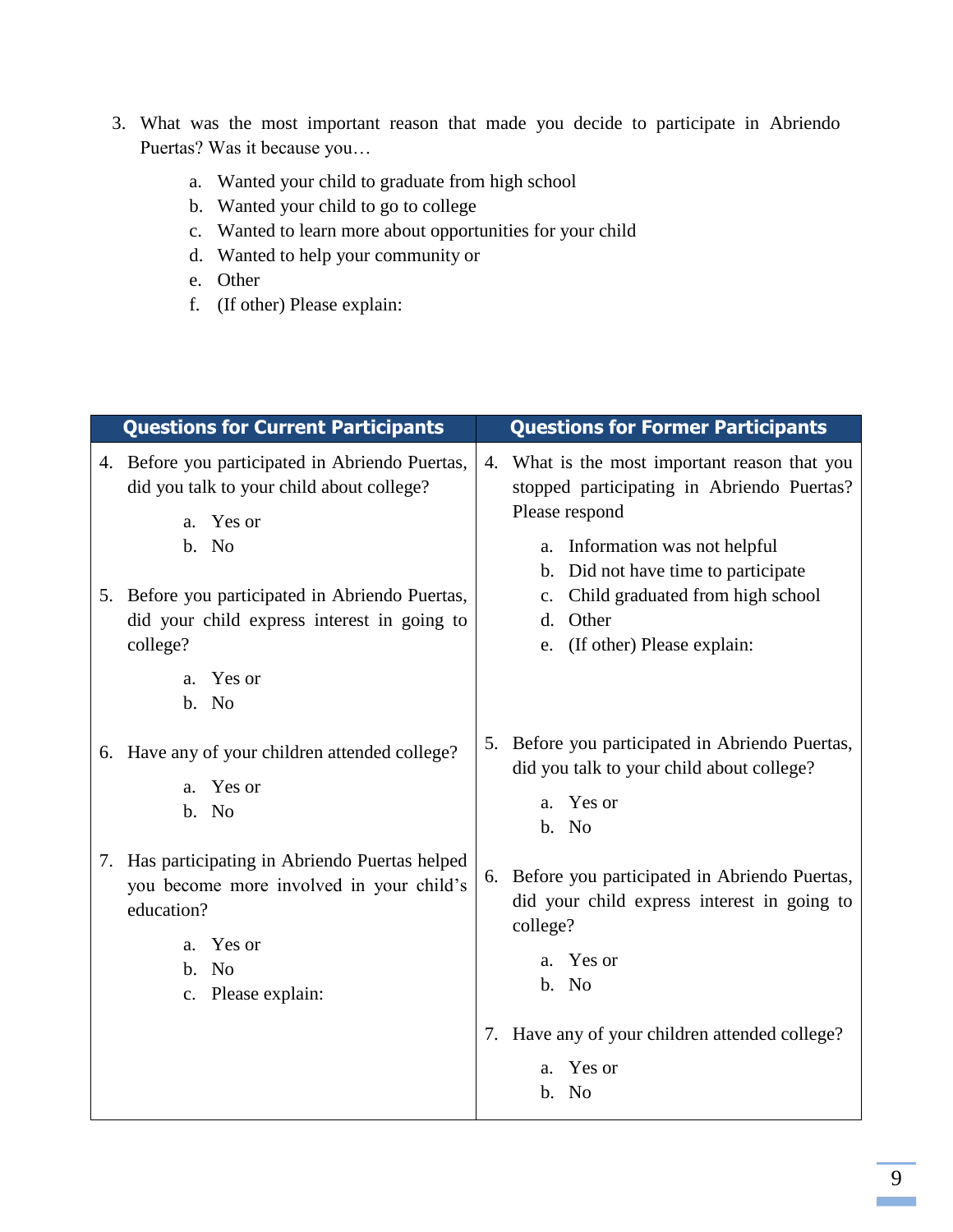3. What was the most important reason that made you decide to participate in Abriendo Puertas? Was it because you…

    a. Wanted your child to graduate from high school
    b. Wanted your child to go to college
    c. Wanted to learn more about opportunities for your child
    d. Wanted to help your community or
    e. Other
    f. (If other) Please explain:

| Questions for Current Participants | Questions for Former Participants |
| --- | --- |
| 4. Before you participated in Abriendo Puertas, did you talk to your child about college?<br>a. Yes or<br>b. No<br><br>5. Before you participated in Abriendo Puertas, did your child express interest in going to college?<br>a. Yes or<br>b. No<br><br>6. Have any of your children attended college?<br>a. Yes or<br>b. No<br><br>7. Has participating in Abriendo Puertas helped you become more involved in your child's education?<br>a. Yes or<br>b. No<br>c. Please explain: | 4. What is the most important reason that you stopped participating in Abriendo Puertas? Please respond<br>a. Information was not helpful<br>b. Did not have time to participate<br>c. Child graduated from high school<br>d. Other<br>e. (If other) Please explain:<br><br>5. Before you participated in Abriendo Puertas, did you talk to your child about college?<br>a. Yes or<br>b. No<br><br>6. Before you participated in Abriendo Puertas, did your child express interest in going to college?<br>a. Yes or<br>b. No<br><br>7. Have any of your children attended college?<br>a. Yes or<br>b. No |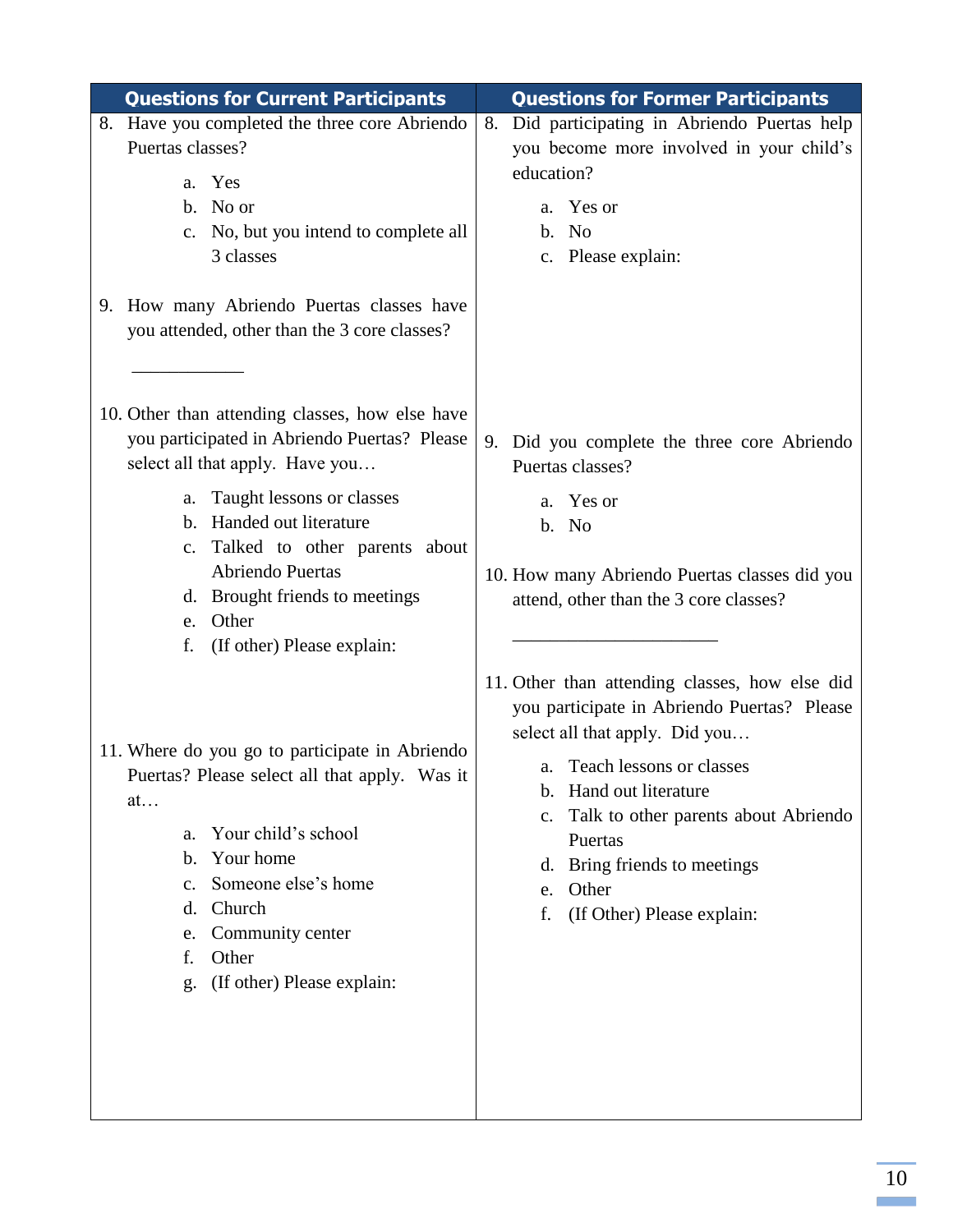| Questions for Current Participants | Questions for Former Participants |
| --- | --- |
| 8. Have you completed the three core Abriendo Puertas classes?<br><br>a. Yes<br>b. No or<br>c. No, but you intend to complete all 3 classes<br><br>9. How many Abriendo Puertas classes have you attended, other than the 3 core classes?<br><br>____________<br><br>10. Other than attending classes, how else have you participated in Abriendo Puertas? Please select all that apply. Have you…<br><br>a. Taught lessons or classes<br>b. Handed out literature<br>c. Talked to other parents about Abriendo Puertas<br>d. Brought friends to meetings<br>e. Other<br>f. (If other) Please explain:<br><br>11. Where do you go to participate in Abriendo Puertas? Please select all that apply. Was it at…<br><br>a. Your child's school<br>b. Your home<br>c. Someone else's home<br>d. Church<br>e. Community center<br>f. Other<br>g. (If other) Please explain: | 8. Did participating in Abriendo Puertas help you become more involved in your child's education?<br><br>a. Yes or<br>b. No<br>c. Please explain:<br><br>9. Did you complete the three core Abriendo Puertas classes?<br><br>a. Yes or<br>b. No<br><br>10. How many Abriendo Puertas classes did you attend, other than the 3 core classes?<br><br>______________________<br><br>11. Other than attending classes, how else did you participate in Abriendo Puertas? Please select all that apply. Did you…<br><br>a. Teach lessons or classes<br>b. Hand out literature<br>c. Talk to other parents about Abriendo Puertas<br>d. Bring friends to meetings<br>e. Other<br>f. (If Other) Please explain: |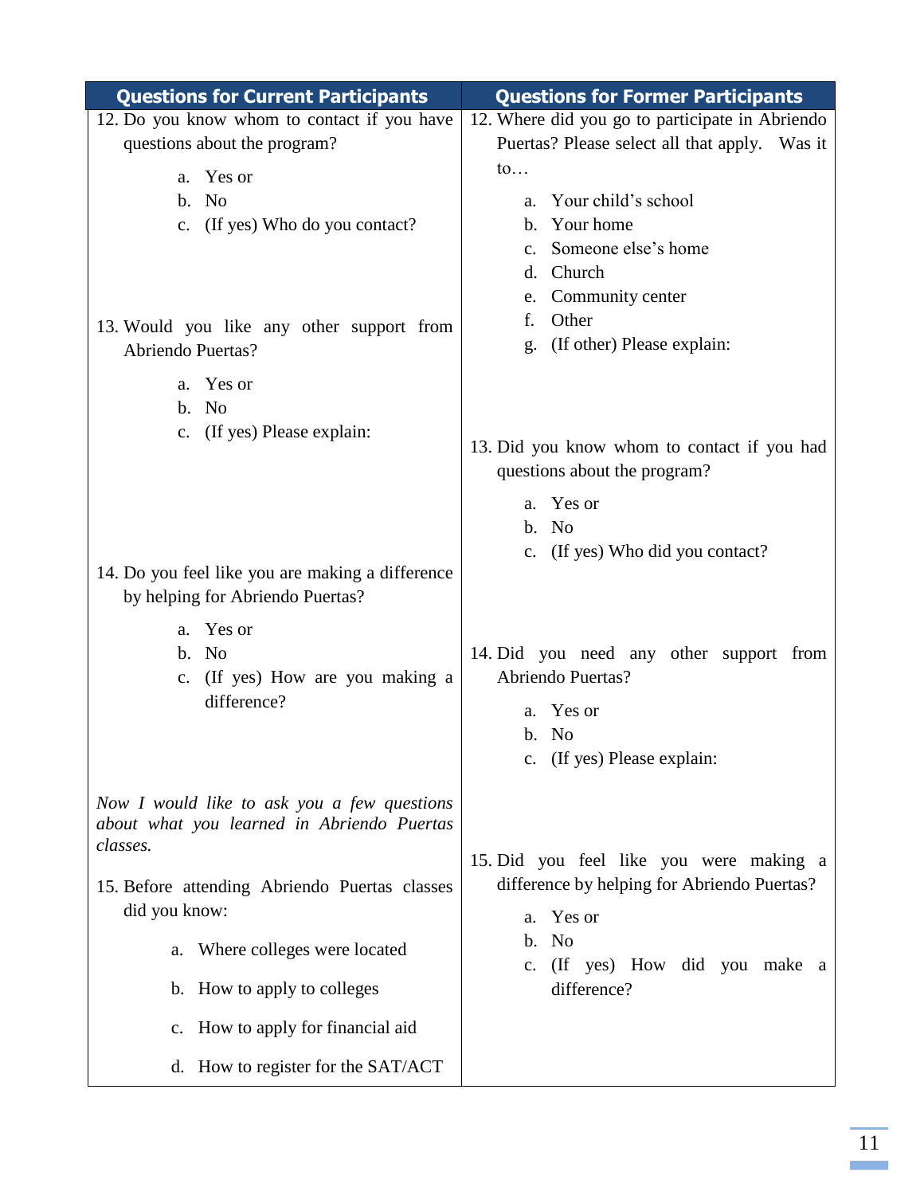| Questions for Current Participants | Questions for Former Participants |
|---|---|
| 12. Do you know whom to contact if you have questions about the program?<br>a. Yes or<br>b. No<br>c. (If yes) Who do you contact?<br><br>13. Would you like any other support from Abriendo Puertas?<br>a. Yes or<br>b. No<br>c. (If yes) Please explain:<br><br>14. Do you feel like you are making a difference by helping for Abriendo Puertas?<br>a. Yes or<br>b. No<br>c. (If yes) How are you making a difference?<br><br>*Now I would like to ask you a few questions about what you learned in Abriendo Puertas classes.*<br><br>15. Before attending Abriendo Puertas classes did you know:<br>a. Where colleges were located<br>b. How to apply to colleges<br>c. How to apply for financial aid<br>d. How to register for the SAT/ACT | 12. Where did you go to participate in Abriendo Puertas? Please select all that apply. Was it to…<br>a. Your child's school<br>b. Your home<br>c. Someone else's home<br>d. Church<br>e. Community center<br>f. Other<br>g. (If other) Please explain:<br><br>13. Did you know whom to contact if you had questions about the program?<br>a. Yes or<br>b. No<br>c. (If yes) Who did you contact?<br><br>14. Did you need any other support from Abriendo Puertas?<br>a. Yes or<br>b. No<br>c. (If yes) Please explain:<br><br>15. Did you feel like you were making a difference by helping for Abriendo Puertas?<br>a. Yes or<br>b. No<br>c. (If yes) How did you make a difference? |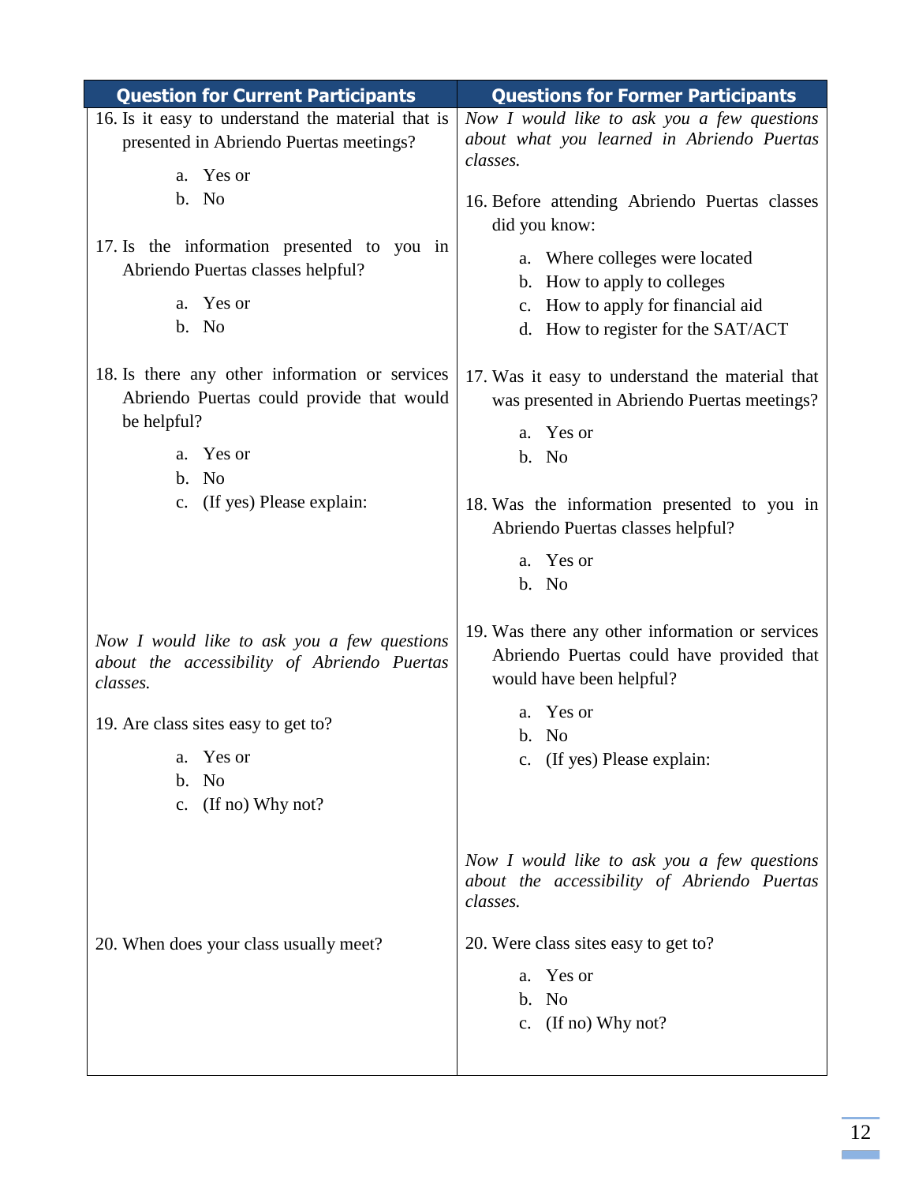| Question for Current Participants | Questions for Former Participants |
|---|---|
| 16. Is it easy to understand the material that is presented in Abriendo Puertas meetings?<br>a. Yes or<br>b. No<br><br>17. Is the information presented to you in Abriendo Puertas classes helpful?<br>a. Yes or<br>b. No<br><br>18. Is there any other information or services Abriendo Puertas could provide that would be helpful?<br>a. Yes or<br>b. No<br>c. (If yes) Please explain:<br><br>*Now I would like to ask you a few questions about the accessibility of Abriendo Puertas classes.*<br><br>19. Are class sites easy to get to?<br>a. Yes or<br>b. No<br>c. (If no) Why not?<br><br>20. When does your class usually meet? | *Now I would like to ask you a few questions about what you learned in Abriendo Puertas classes.*<br><br>16. Before attending Abriendo Puertas classes did you know:<br>a. Where colleges were located<br>b. How to apply to colleges<br>c. How to apply for financial aid<br>d. How to register for the SAT/ACT<br><br>17. Was it easy to understand the material that was presented in Abriendo Puertas meetings?<br>a. Yes or<br>b. No<br><br>18. Was the information presented to you in Abriendo Puertas classes helpful?<br>a. Yes or<br>b. No<br><br>19. Was there any other information or services Abriendo Puertas could have provided that would have been helpful?<br>a. Yes or<br>b. No<br>c. (If yes) Please explain:<br><br>*Now I would like to ask you a few questions about the accessibility of Abriendo Puertas classes.*<br><br>20. Were class sites easy to get to?<br>a. Yes or<br>b. No<br>c. (If no) Why not? |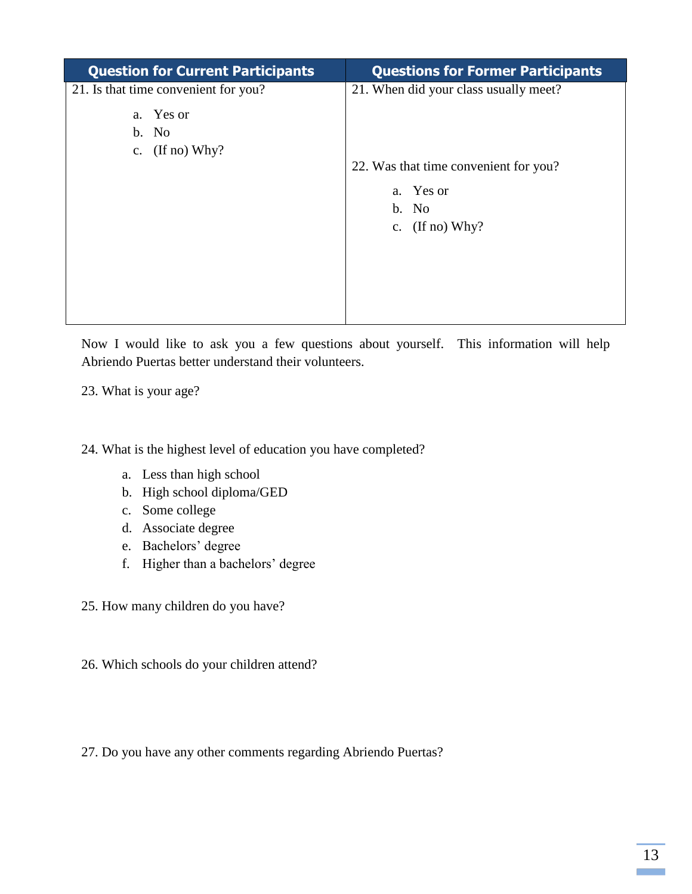| Question for Current Participants | Questions for Former Participants |
| --- | --- |
| 21. Is that time convenient for you?<br><br>a. Yes or<br>b. No<br>c. (If no) Why? | 21. When did your class usually meet?<br><br>22. Was that time convenient for you?<br><br>a. Yes or<br>b. No<br>c. (If no) Why? |

Now I would like to ask you a few questions about yourself. This information will help Abriendo Puertas better understand their volunteers.

23. What is your age?

24. What is the highest level of education you have completed?

   a. Less than high school
   b. High school diploma/GED
   c. Some college
   d. Associate degree
   e. Bachelors' degree
   f. Higher than a bachelors' degree

25. How many children do you have?

26. Which schools do your children attend?

27. Do you have any other comments regarding Abriendo Puertas?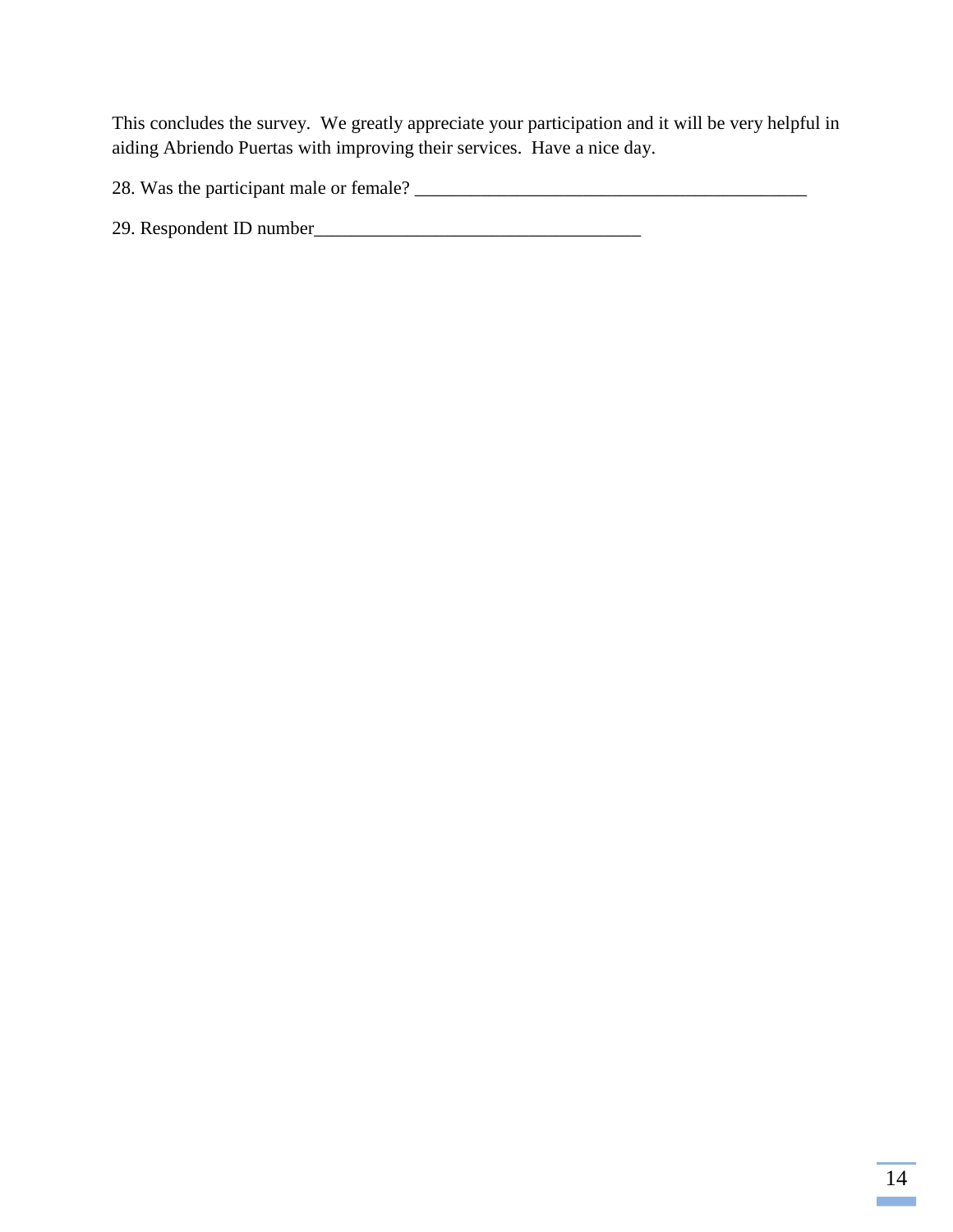This concludes the survey. We greatly appreciate your participation and it will be very helpful in aiding Abriendo Puertas with improving their services. Have a nice day.

28. Was the participant male or female? ___________________________________________

29. Respondent ID number____________________________________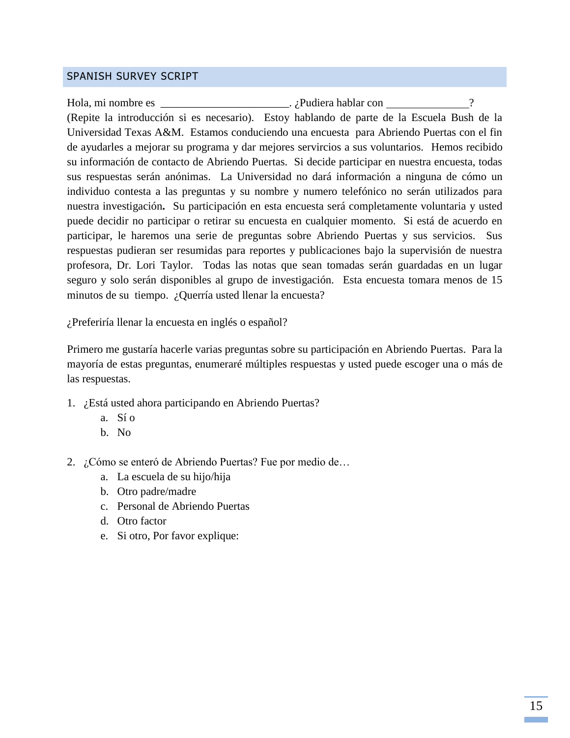## SPANISH SURVEY SCRIPT

Hola, mi nombre es \_\_\_\_\_\_\_\_\_\_\_\_\_\_\_\_\_\_\_\_\_\_\_. ¿Pudiera hablar con \_\_\_\_\_\_\_\_\_\_\_\_\_\_\_? (Repite la introducción si es necesario). Estoy hablando de parte de la Escuela Bush de la Universidad Texas A&M. Estamos conduciendo una encuesta para Abriendo Puertas con el fin de ayudarles a mejorar su programa y dar mejores servircios a sus voluntarios. Hemos recibido su información de contacto de Abriendo Puertas. Si decide participar en nuestra encuesta, todas sus respuestas serán anónimas. La Universidad no dará información a ninguna de cómo un individuo contesta a las preguntas y su nombre y numero telefónico no serán utilizados para nuestra investigación**.** Su participación en esta encuesta será completamente voluntaria y usted puede decidir no participar o retirar su encuesta en cualquier momento. Si está de acuerdo en participar, le haremos una serie de preguntas sobre Abriendo Puertas y sus servicios. Sus respuestas pudieran ser resumidas para reportes y publicaciones bajo la supervisión de nuestra profesora, Dr. Lori Taylor. Todas las notas que sean tomadas serán guardadas en un lugar seguro y solo serán disponibles al grupo de investigación. Esta encuesta tomara menos de 15 minutos de su tiempo. ¿Querría usted llenar la encuesta?

¿Preferiría llenar la encuesta en inglés o español?

Primero me gustaría hacerle varias preguntas sobre su participación en Abriendo Puertas. Para la mayoría de estas preguntas, enumeraré múltiples respuestas y usted puede escoger una o más de las respuestas.

1. ¿Está usted ahora participando en Abriendo Puertas?
    a. Sí o
    b. No

2. ¿Cómo se enteró de Abriendo Puertas? Fue por medio de…
    a. La escuela de su hijo/hija
    b. Otro padre/madre
    c. Personal de Abriendo Puertas
    d. Otro factor
    e. Si otro, Por favor explique: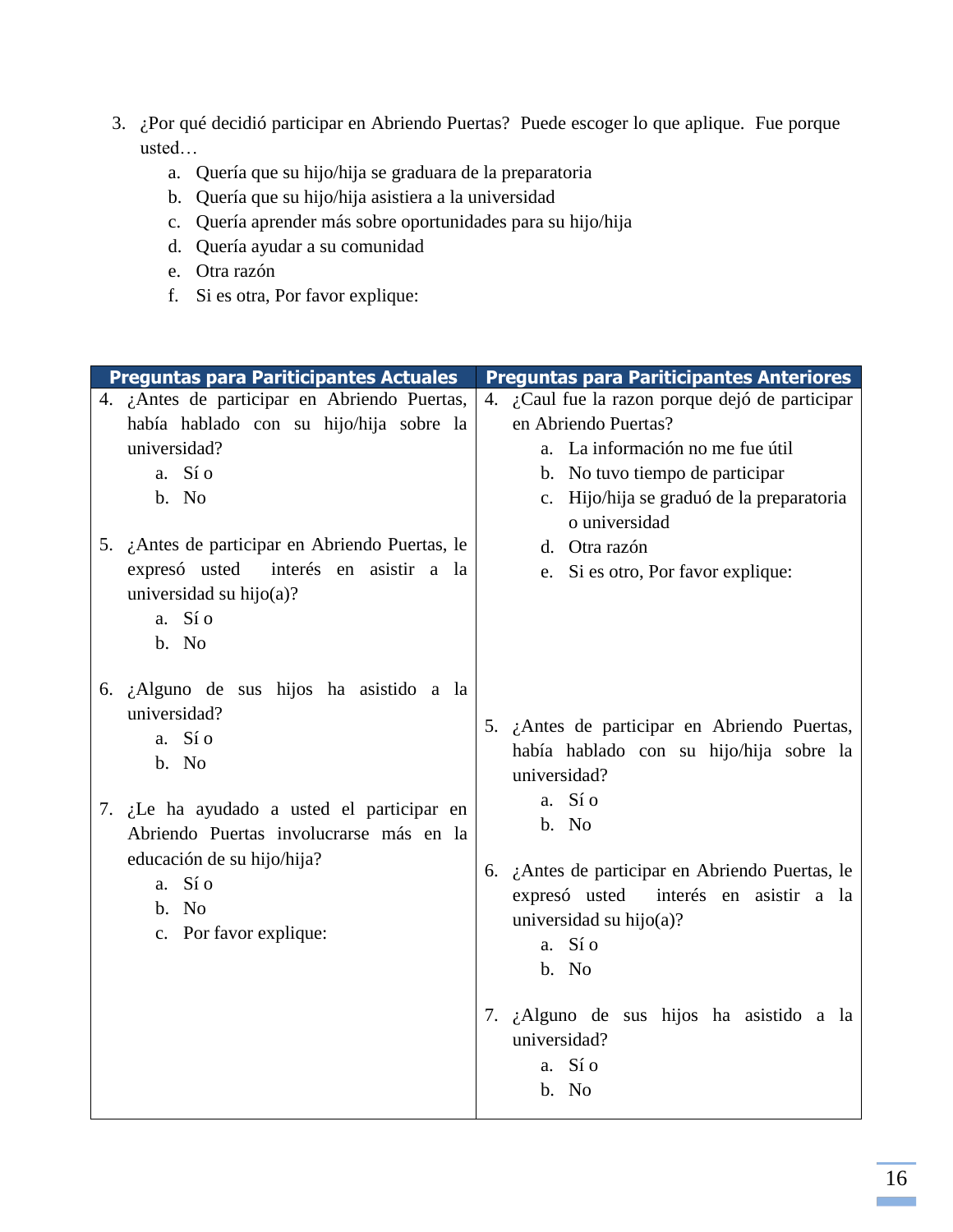3. ¿Por qué decidió participar en Abriendo Puertas? Puede escoger lo que aplique. Fue porque usted…
    a. Quería que su hijo/hija se graduara de la preparatoria
    b. Quería que su hijo/hija asistiera a la universidad
    c. Quería aprender más sobre oportunidades para su hijo/hija
    d. Quería ayudar a su comunidad
    e. Otra razón
    f. Si es otra, Por favor explique:

| Preguntas para Pariticipantes Actuales | Preguntas para Pariticipantes Anteriores |
|---|---|
| 4. ¿Antes de participar en Abriendo Puertas, había hablado con su hijo/hija sobre la universidad?<br>a. Sí o<br>b. No<br><br>5. ¿Antes de participar en Abriendo Puertas, le expresó usted interés en asistir a la universidad su hijo(a)?<br>a. Sí o<br>b. No<br><br>6. ¿Alguno de sus hijos ha asistido a la universidad?<br>a. Sí o<br>b. No<br><br>7. ¿Le ha ayudado a usted el participar en Abriendo Puertas involucrarse más en la educación de su hijo/hija?<br>a. Sí o<br>b. No<br>c. Por favor explique: | 4. ¿Caul fue la razon porque dejó de participar en Abriendo Puertas?<br>a. La información no me fue útil<br>b. No tuvo tiempo de participar<br>c. Hijo/hija se graduó de la preparatoria o universidad<br>d. Otra razón<br>e. Si es otro, Por favor explique:<br><br>5. ¿Antes de participar en Abriendo Puertas, había hablado con su hijo/hija sobre la universidad?<br>a. Sí o<br>b. No<br><br>6. ¿Antes de participar en Abriendo Puertas, le expresó usted interés en asistir a la universidad su hijo(a)?<br>a. Sí o<br>b. No<br><br>7. ¿Alguno de sus hijos ha asistido a la universidad?<br>a. Sí o<br>b. No |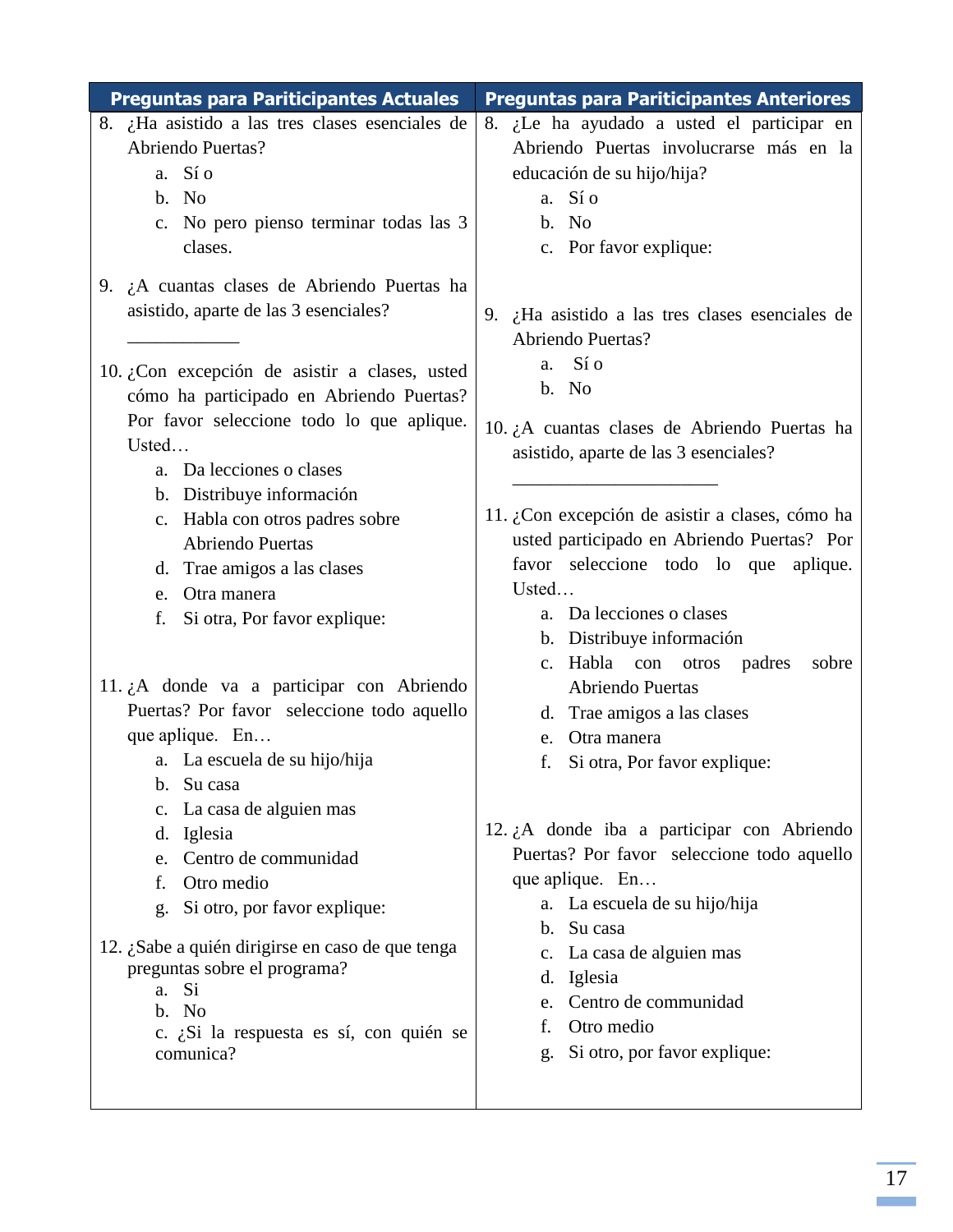| Preguntas para Pariticipantes Actuales | Preguntas para Pariticipantes Anteriores |
|---|---|
| 8. ¿Ha asistido a las tres clases esenciales de Abriendo Puertas?<br>a. Sí o<br>b. No<br>c. No pero pienso terminar todas las 3 clases.<br><br>9. ¿A cuantas clases de Abriendo Puertas ha asistido, aparte de las 3 esenciales?<br>____________<br><br>10. ¿Con excepción de asistir a clases, usted cómo ha participado en Abriendo Puertas? Por favor seleccione todo lo que aplique. Usted…<br>a. Da lecciones o clases<br>b. Distribuye información<br>c. Habla con otros padres sobre Abriendo Puertas<br>d. Trae amigos a las clases<br>e. Otra manera<br>f. Si otra, Por favor explique:<br><br>11. ¿A donde va a participar con Abriendo Puertas? Por favor seleccione todo aquello que aplique. En…<br>a. La escuela de su hijo/hija<br>b. Su casa<br>c. La casa de alguien mas<br>d. Iglesia<br>e. Centro de communidad<br>f. Otro medio<br>g. Si otro, por favor explique:<br><br>12. ¿Sabe a quién dirigirse en caso de que tenga preguntas sobre el programa?<br>a. Si<br>b. No<br>c. ¿Si la respuesta es sí, con quién se comunica? | 8. ¿Le ha ayudado a usted el participar en Abriendo Puertas involucrarse más en la educación de su hijo/hija?<br>a. Sí o<br>b. No<br>c. Por favor explique:<br><br>9. ¿Ha asistido a las tres clases esenciales de Abriendo Puertas?<br>a. Sí o<br>b. No<br><br>10. ¿A cuantas clases de Abriendo Puertas ha asistido, aparte de las 3 esenciales?<br>______________________<br><br>11. ¿Con excepción de asistir a clases, cómo ha usted participado en Abriendo Puertas? Por favor seleccione todo lo que aplique. Usted…<br>a. Da lecciones o clases<br>b. Distribuye información<br>c. Habla con otros padres sobre Abriendo Puertas<br>d. Trae amigos a las clases<br>e. Otra manera<br>f. Si otra, Por favor explique:<br><br>12. ¿A donde iba a participar con Abriendo Puertas? Por favor seleccione todo aquello que aplique. En…<br>a. La escuela de su hijo/hija<br>b. Su casa<br>c. La casa de alguien mas<br>d. Iglesia<br>e. Centro de communidad<br>f. Otro medio<br>g. Si otro, por favor explique: |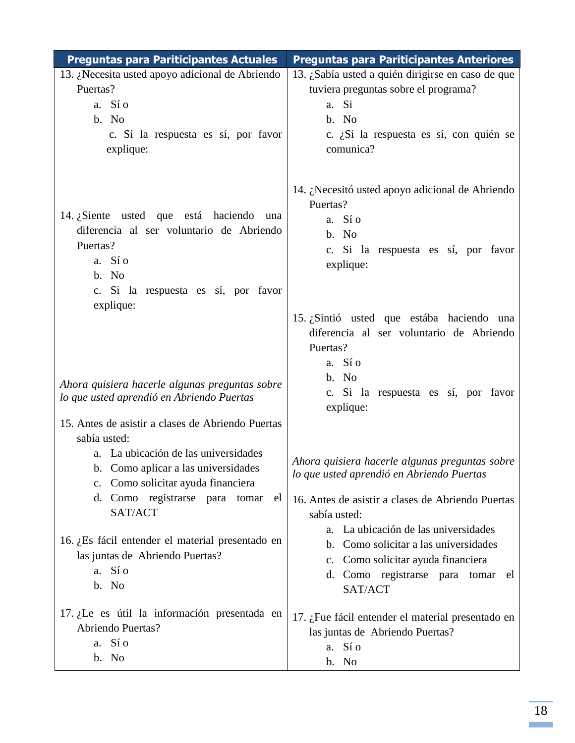| Preguntas para Pariticipantes Actuales | Preguntas para Pariticipantes Anteriores |
|---|---|
| 13. ¿Necesita usted apoyo adicional de Abriendo Puertas?<br>a. Sí o<br>b. No<br>c. Si la respuesta es sí, por favor explique:<br><br>14. ¿Siente usted que está haciendo una diferencia al ser voluntario de Abriendo Puertas?<br>a. Sí o<br>b. No<br>c. Si la respuesta es sí, por favor explique:<br><br>*Ahora quisiera hacerle algunas preguntas sobre lo que usted aprendió en Abriendo Puertas*<br><br>15. Antes de asistir a clases de Abriendo Puertas sabía usted:<br>a. La ubicación de las universidades<br>b. Como aplicar a las universidades<br>c. Como solicitar ayuda financiera<br>d. Como registrarse para tomar el SAT/ACT<br><br>16. ¿Es fácil entender el material presentado en las juntas de Abriendo Puertas?<br>a. Sí o<br>b. No<br><br>17. ¿Le es útil la información presentada en Abriendo Puertas?<br>a. Sí o<br>b. No | 13. ¿Sabía usted a quién dirigirse en caso de que tuviera preguntas sobre el programa?<br>a. Si<br>b. No<br>c. ¿Si la respuesta es sí, con quién se comunica?<br><br>14. ¿Necesitó usted apoyo adicional de Abriendo Puertas?<br>a. Sí o<br>b. No<br>c. Si la respuesta es sí, por favor explique:<br><br>15. ¿Sintió usted que estába haciendo una diferencia al ser voluntario de Abriendo Puertas?<br>a. Sí o<br>b. No<br>c. Si la respuesta es sí, por favor explique:<br><br>*Ahora quisiera hacerle algunas preguntas sobre lo que usted aprendió en Abriendo Puertas*<br><br>16. Antes de asistir a clases de Abriendo Puertas sabía usted:<br>a. La ubicación de las universidades<br>b. Como solicitar a las universidades<br>c. Como solicitar ayuda financiera<br>d. Como registrarse para tomar el SAT/ACT<br><br>17. ¿Fue fácil entender el material presentado en las juntas de Abriendo Puertas?<br>a. Sí o<br>b. No |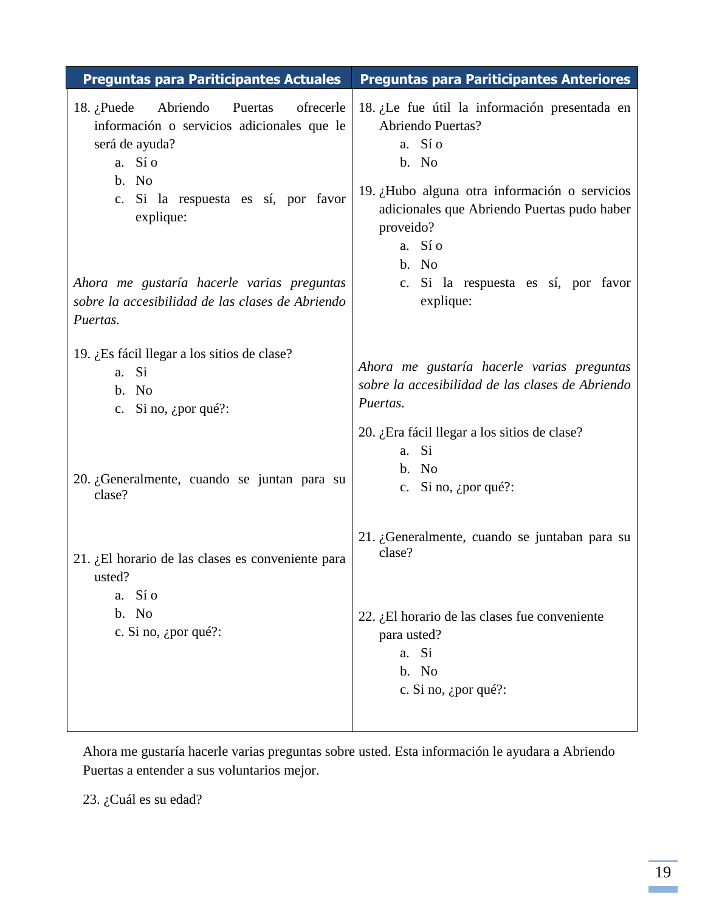| Preguntas para Pariticipantes Actuales | Preguntas para Pariticipantes Anteriores |
|---|---|
| 18. ¿Puede Abriendo Puertas ofrecerle información o servicios adicionales que le será de ayuda?<br>a. Sí o<br>b. No<br>c. Si la respuesta es sí, por favor explique:<br><br>*Ahora me gustaría hacerle varias preguntas sobre la accesibilidad de las clases de Abriendo Puertas.*<br><br>19. ¿Es fácil llegar a los sitios de clase?<br>a. Si<br>b. No<br>c. Si no, ¿por qué?:<br><br>20. ¿Generalmente, cuando se juntan para su clase?<br><br>21. ¿El horario de las clases es conveniente para usted?<br>a. Sí o<br>b. No<br>c. Si no, ¿por qué?: | 18. ¿Le fue útil la información presentada en Abriendo Puertas?<br>a. Sí o<br>b. No<br><br>19. ¿Hubo alguna otra información o servicios adicionales que Abriendo Puertas pudo haber proveido?<br>a. Sí o<br>b. No<br>c. Si la respuesta es sí, por favor explique:<br><br>*Ahora me gustaría hacerle varias preguntas sobre la accesibilidad de las clases de Abriendo Puertas.*<br><br>20. ¿Era fácil llegar a los sitios de clase?<br>a. Si<br>b. No<br>c. Si no, ¿por qué?:<br><br>21. ¿Generalmente, cuando se juntaban para su clase?<br><br>22. ¿El horario de las clases fue conveniente para usted?<br>a. Si<br>b. No<br>c. Si no, ¿por qué?: |

Ahora me gustaría hacerle varias preguntas sobre usted. Esta información le ayudara a Abriendo Puertas a entender a sus voluntarios mejor.

23. ¿Cuál es su edad?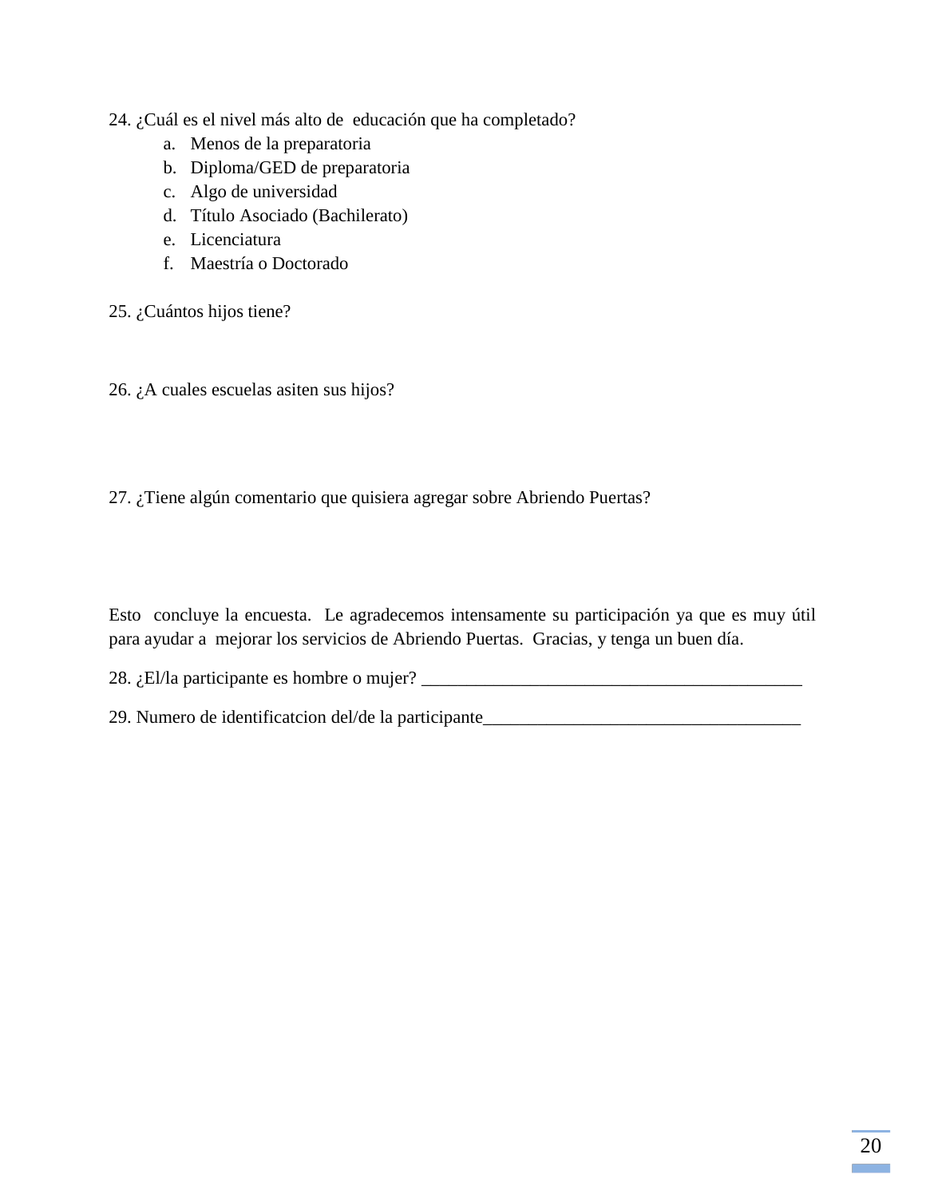24. ¿Cuál es el nivel más alto de  educación que ha completado?
    a. Menos de la preparatoria
    b. Diploma/GED de preparatoria
    c. Algo de universidad
    d. Título Asociado (Bachillerato)
    e. Licenciatura
    f. Maestría o Doctorado

25. ¿Cuántos hijos tiene?

26. ¿A cuales escuelas asiten sus hijos?

27. ¿Tiene algún comentario que quisiera agregar sobre Abriendo Puertas?

Esto  concluye la encuesta.  Le agradecemos intensamente su participación ya que es muy útil para ayudar a  mejorar los servicios de Abriendo Puertas.  Gracias, y tenga un buen día.

28. ¿El/la participante es hombre o mujer? __________________________________________

29. Numero de identificatcion del/de la participante___________________________________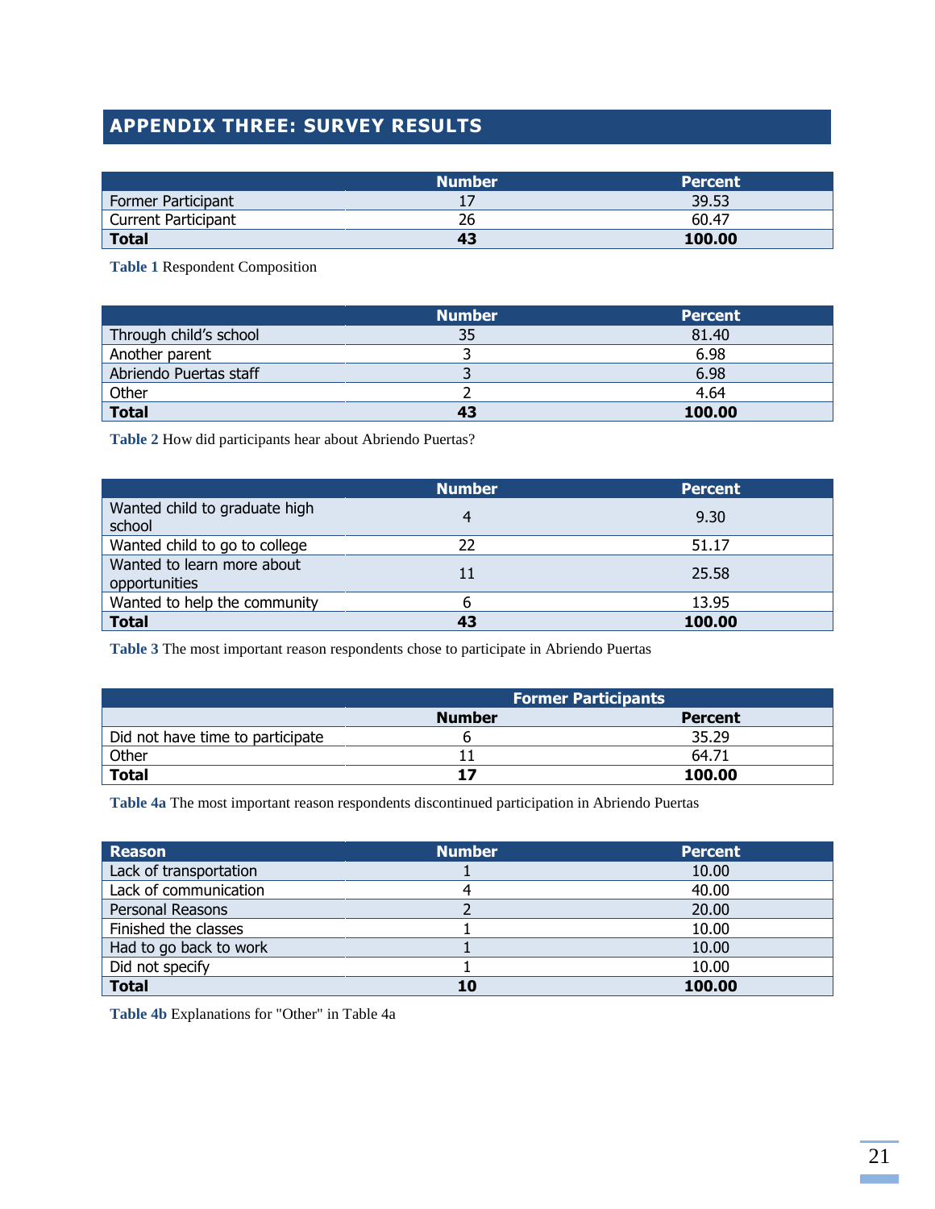## APPENDIX THREE: SURVEY RESULTS

| | Number | Percent |
|---|---|---|
| Former Participant | 17 | 39.53 |
| Current Participant | 26 | 60.47 |
| **Total** | **43** | **100.00** |

**Table 1** Respondent Composition

| | Number | Percent |
|---|---|---|
| Through child's school | 35 | 81.40 |
| Another parent | 3 | 6.98 |
| Abriendo Puertas staff | 3 | 6.98 |
| Other | 2 | 4.64 |
| **Total** | **43** | **100.00** |

**Table 2** How did participants hear about Abriendo Puertas?

| | Number | Percent |
|---|---|---|
| Wanted child to graduate high school | 4 | 9.30 |
| Wanted child to go to college | 22 | 51.17 |
| Wanted to learn more about opportunities | 11 | 25.58 |
| Wanted to help the community | 6 | 13.95 |
| **Total** | **43** | **100.00** |

**Table 3** The most important reason respondents chose to participate in Abriendo Puertas

| | Former Participants | |
|---|---|---|
| | Number | Percent |
| Did not have time to participate | 6 | 35.29 |
| Other | 11 | 64.71 |
| **Total** | **17** | **100.00** |

**Table 4a** The most important reason respondents discontinued participation in Abriendo Puertas

| Reason | Number | Percent |
|---|---|---|
| Lack of transportation | 1 | 10.00 |
| Lack of communication | 4 | 40.00 |
| Personal Reasons | 2 | 20.00 |
| Finished the classes | 1 | 10.00 |
| Had to go back to work | 1 | 10.00 |
| Did not specify | 1 | 10.00 |
| **Total** | **10** | **100.00** |

**Table 4b** Explanations for "Other" in Table 4a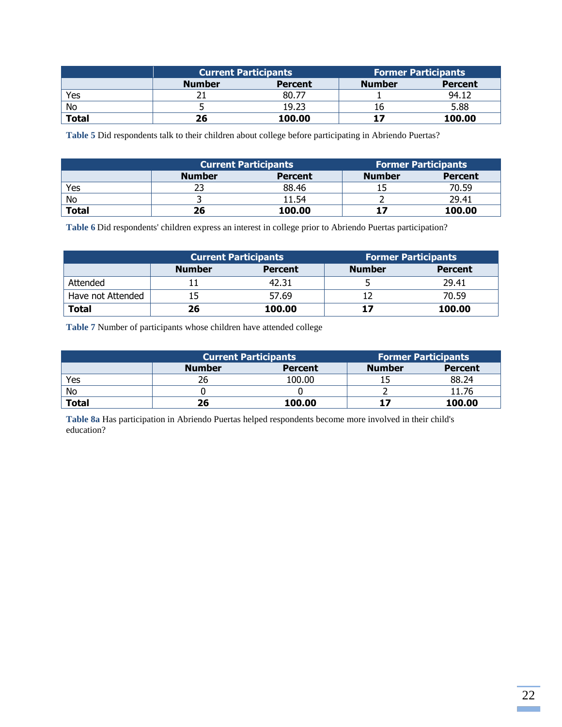| | Current Participants | | Former Participants | |
|---|---|---|---|---|
| | **Number** | **Percent** | **Number** | **Percent** |
| Yes | 21 | 80.77 | 1 | 94.12 |
| No | 5 | 19.23 | 16 | 5.88 |
| **Total** | **26** | **100.00** | **17** | **100.00** |

**Table 5** Did respondents talk to their children about college before participating in Abriendo Puertas?

| | Current Participants | | Former Participants | |
|---|---|---|---|---|
| | **Number** | **Percent** | **Number** | **Percent** |
| Yes | 23 | 88.46 | 15 | 70.59 |
| No | 3 | 11.54 | 2 | 29.41 |
| **Total** | **26** | **100.00** | **17** | **100.00** |

**Table 6** Did respondents' children express an interest in college prior to Abriendo Puertas participation?

| | Current Participants | | Former Participants | |
|---|---|---|---|---|
| | **Number** | **Percent** | **Number** | **Percent** |
| Attended | 11 | 42.31 | 5 | 29.41 |
| Have not Attended | 15 | 57.69 | 12 | 70.59 |
| **Total** | **26** | **100.00** | **17** | **100.00** |

**Table 7** Number of participants whose children have attended college

| | Current Participants | | Former Participants | |
|---|---|---|---|---|
| | **Number** | **Percent** | **Number** | **Percent** |
| Yes | 26 | 100.00 | 15 | 88.24 |
| No | 0 | 0 | 2 | 11.76 |
| **Total** | **26** | **100.00** | **17** | **100.00** |

**Table 8a** Has participation in Abriendo Puertas helped respondents become more involved in their child's education?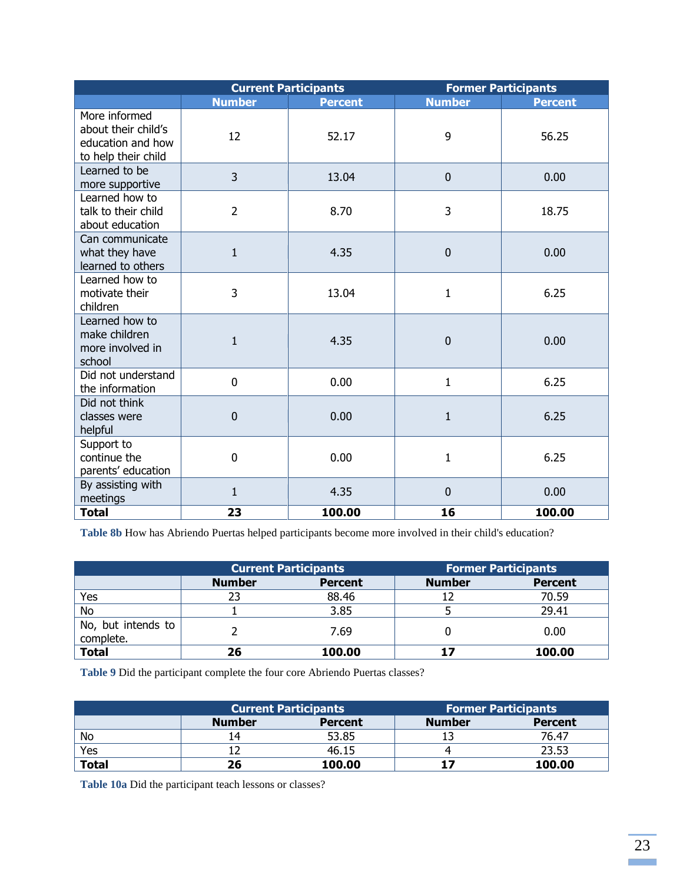| | Current Participants | | Former Participants | |
|---|---|---|---|---|
| | Number | Percent | Number | Percent |
| More informed about their child's education and how to help their child | 12 | 52.17 | 9 | 56.25 |
| Learned to be more supportive | 3 | 13.04 | 0 | 0.00 |
| Learned how to talk to their child about education | 2 | 8.70 | 3 | 18.75 |
| Can communicate what they have learned to others | 1 | 4.35 | 0 | 0.00 |
| Learned how to motivate their children | 3 | 13.04 | 1 | 6.25 |
| Learned how to make children more involved in school | 1 | 4.35 | 0 | 0.00 |
| Did not understand the information | 0 | 0.00 | 1 | 6.25 |
| Did not think classes were helpful | 0 | 0.00 | 1 | 6.25 |
| Support to continue the parents' education | 0 | 0.00 | 1 | 6.25 |
| By assisting with meetings | 1 | 4.35 | 0 | 0.00 |
| **Total** | **23** | **100.00** | **16** | **100.00** |

**Table 8b** How has Abriendo Puertas helped participants become more involved in their child's education?

| | Current Participants | | Former Participants | |
|---|---|---|---|---|
| | Number | Percent | Number | Percent |
| Yes | 23 | 88.46 | 12 | 70.59 |
| No | 1 | 3.85 | 5 | 29.41 |
| No, but intends to complete. | 2 | 7.69 | 0 | 0.00 |
| **Total** | **26** | **100.00** | **17** | **100.00** |

**Table 9** Did the participant complete the four core Abriendo Puertas classes?

| | Current Participants | | Former Participants | |
|---|---|---|---|---|
| | Number | Percent | Number | Percent |
| No | 14 | 53.85 | 13 | 76.47 |
| Yes | 12 | 46.15 | 4 | 23.53 |
| **Total** | **26** | **100.00** | **17** | **100.00** |

**Table 10a** Did the participant teach lessons or classes?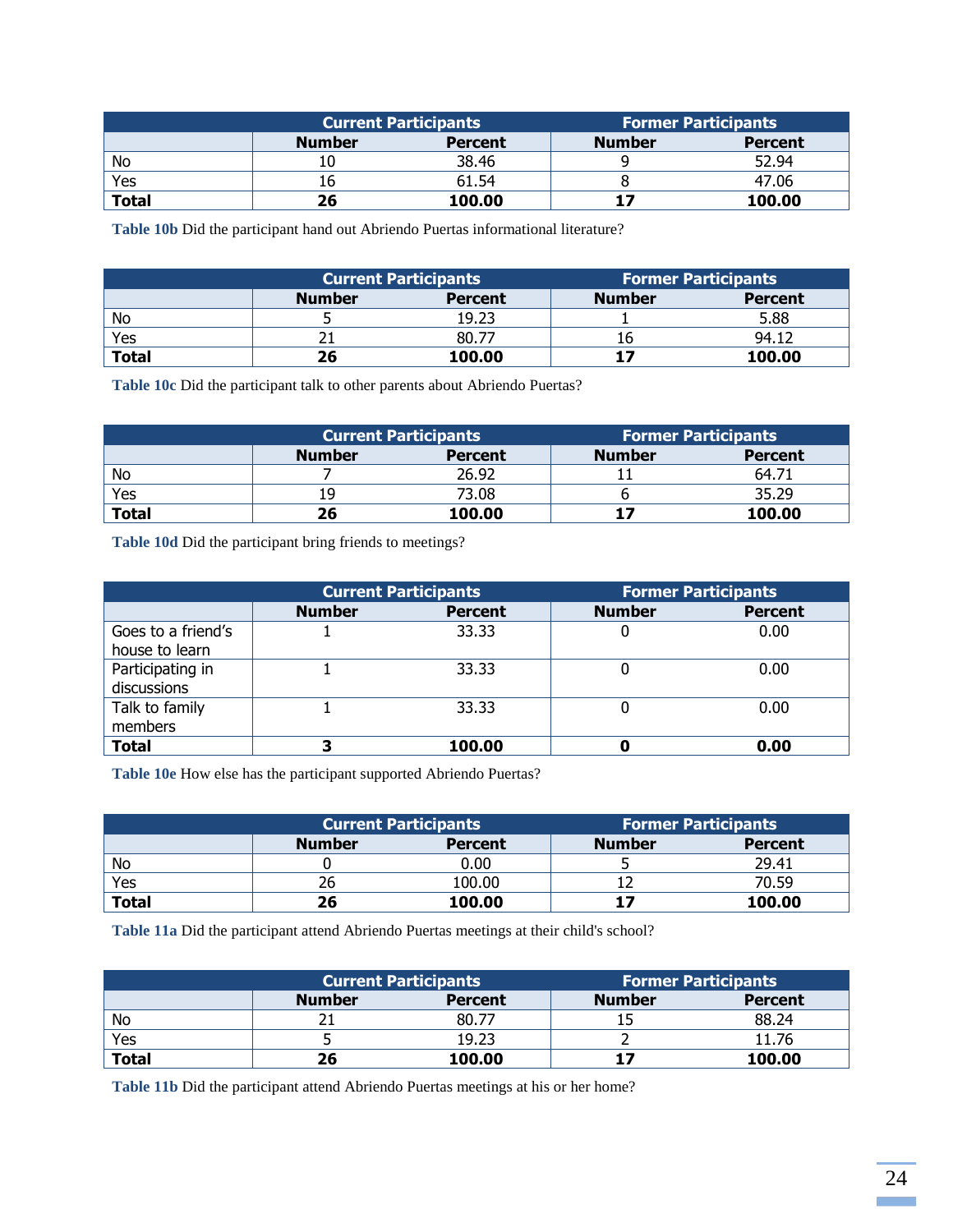| | Current Participants | | Former Participants | |
|---|---|---|---|---|
| | **Number** | **Percent** | **Number** | **Percent** |
| No | 10 | 38.46 | 9 | 52.94 |
| Yes | 16 | 61.54 | 8 | 47.06 |
| **Total** | **26** | **100.00** | **17** | **100.00** |

**Table 10b** Did the participant hand out Abriendo Puertas informational literature?

| | Current Participants | | Former Participants | |
|---|---|---|---|---|
| | **Number** | **Percent** | **Number** | **Percent** |
| No | 5 | 19.23 | 1 | 5.88 |
| Yes | 21 | 80.77 | 16 | 94.12 |
| **Total** | **26** | **100.00** | **17** | **100.00** |

**Table 10c** Did the participant talk to other parents about Abriendo Puertas?

| | Current Participants | | Former Participants | |
|---|---|---|---|---|
| | **Number** | **Percent** | **Number** | **Percent** |
| No | 7 | 26.92 | 11 | 64.71 |
| Yes | 19 | 73.08 | 6 | 35.29 |
| **Total** | **26** | **100.00** | **17** | **100.00** |

**Table 10d** Did the participant bring friends to meetings?

| | Current Participants | | Former Participants | |
|---|---|---|---|---|
| | **Number** | **Percent** | **Number** | **Percent** |
| Goes to a friend's house to learn | 1 | 33.33 | 0 | 0.00 |
| Participating in discussions | 1 | 33.33 | 0 | 0.00 |
| Talk to family members | 1 | 33.33 | 0 | 0.00 |
| **Total** | **3** | **100.00** | **0** | **0.00** |

**Table 10e** How else has the participant supported Abriendo Puertas?

| | Current Participants | | Former Participants | |
|---|---|---|---|---|
| | **Number** | **Percent** | **Number** | **Percent** |
| No | 0 | 0.00 | 5 | 29.41 |
| Yes | 26 | 100.00 | 12 | 70.59 |
| **Total** | **26** | **100.00** | **17** | **100.00** |

**Table 11a** Did the participant attend Abriendo Puertas meetings at their child's school?

| | Current Participants | | Former Participants | |
|---|---|---|---|---|
| | **Number** | **Percent** | **Number** | **Percent** |
| No | 21 | 80.77 | 15 | 88.24 |
| Yes | 5 | 19.23 | 2 | 11.76 |
| **Total** | **26** | **100.00** | **17** | **100.00** |

**Table 11b** Did the participant attend Abriendo Puertas meetings at his or her home?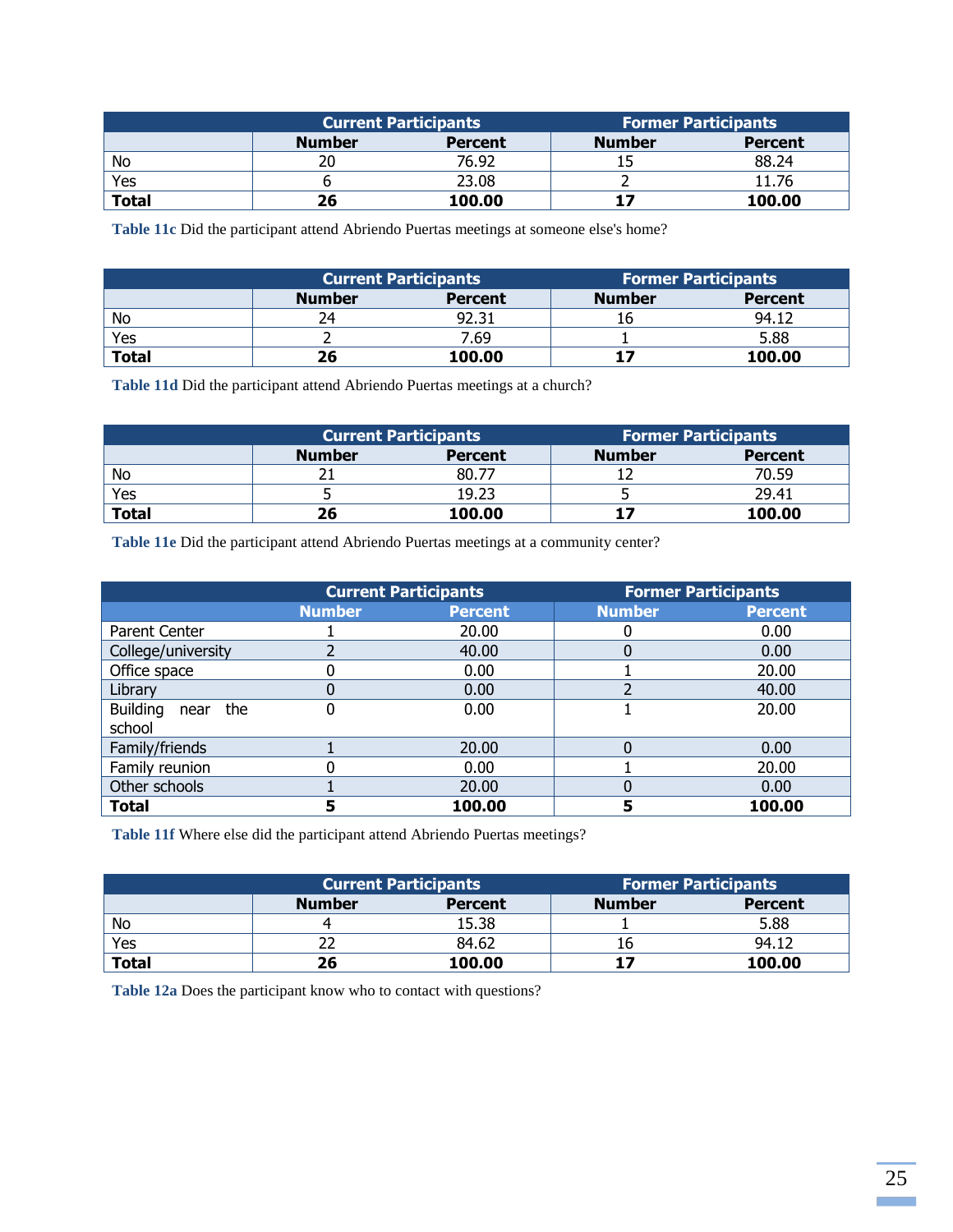| | Current Participants | | Former Participants | |
|---|---|---|---|---|
| | **Number** | **Percent** | **Number** | **Percent** |
| No | 20 | 76.92 | 15 | 88.24 |
| Yes | 6 | 23.08 | 2 | 11.76 |
| **Total** | **26** | **100.00** | **17** | **100.00** |

**Table 11c** Did the participant attend Abriendo Puertas meetings at someone else's home?

| | Current Participants | | Former Participants | |
|---|---|---|---|---|
| | **Number** | **Percent** | **Number** | **Percent** |
| No | 24 | 92.31 | 16 | 94.12 |
| Yes | 2 | 7.69 | 1 | 5.88 |
| **Total** | **26** | **100.00** | **17** | **100.00** |

**Table 11d** Did the participant attend Abriendo Puertas meetings at a church?

| | Current Participants | | Former Participants | |
|---|---|---|---|---|
| | **Number** | **Percent** | **Number** | **Percent** |
| No | 21 | 80.77 | 12 | 70.59 |
| Yes | 5 | 19.23 | 5 | 29.41 |
| **Total** | **26** | **100.00** | **17** | **100.00** |

**Table 11e** Did the participant attend Abriendo Puertas meetings at a community center?

| | Current Participants | | Former Participants | |
|---|---|---|---|---|
| | **Number** | **Percent** | **Number** | **Percent** |
| Parent Center | 1 | 20.00 | 0 | 0.00 |
| College/university | 2 | 40.00 | 0 | 0.00 |
| Office space | 0 | 0.00 | 1 | 20.00 |
| Library | 0 | 0.00 | 2 | 40.00 |
| Building near the school | 0 | 0.00 | 1 | 20.00 |
| Family/friends | 1 | 20.00 | 0 | 0.00 |
| Family reunion | 0 | 0.00 | 1 | 20.00 |
| Other schools | 1 | 20.00 | 0 | 0.00 |
| **Total** | **5** | **100.00** | **5** | **100.00** |

**Table 11f** Where else did the participant attend Abriendo Puertas meetings?

| | Current Participants | | Former Participants | |
|---|---|---|---|---|
| | **Number** | **Percent** | **Number** | **Percent** |
| No | 4 | 15.38 | 1 | 5.88 |
| Yes | 22 | 84.62 | 16 | 94.12 |
| **Total** | **26** | **100.00** | **17** | **100.00** |

**Table 12a** Does the participant know who to contact with questions?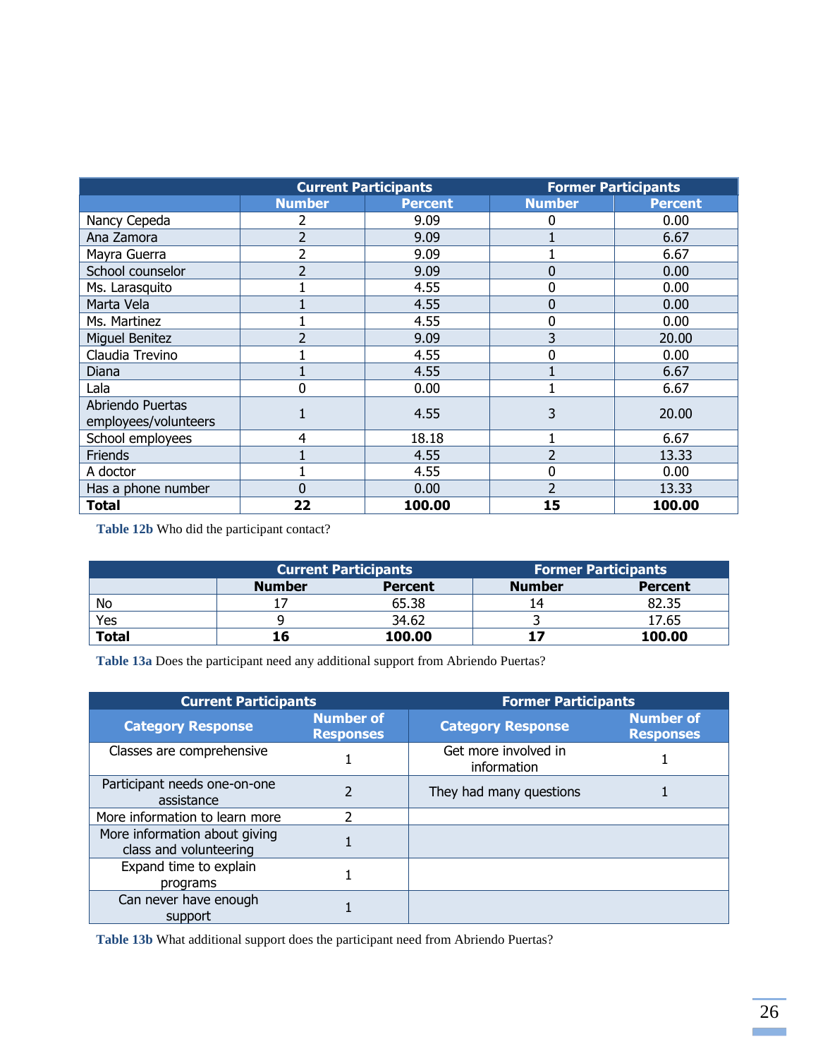| | Current Participants | | Former Participants | |
|---|---|---|---|---|
| | Number | Percent | Number | Percent |
| Nancy Cepeda | 2 | 9.09 | 0 | 0.00 |
| Ana Zamora | 2 | 9.09 | 1 | 6.67 |
| Mayra Guerra | 2 | 9.09 | 1 | 6.67 |
| School counselor | 2 | 9.09 | 0 | 0.00 |
| Ms. Larasquito | 1 | 4.55 | 0 | 0.00 |
| Marta Vela | 1 | 4.55 | 0 | 0.00 |
| Ms. Martinez | 1 | 4.55 | 0 | 0.00 |
| Miguel Benitez | 2 | 9.09 | 3 | 20.00 |
| Claudia Trevino | 1 | 4.55 | 0 | 0.00 |
| Diana | 1 | 4.55 | 1 | 6.67 |
| Lala | 0 | 0.00 | 1 | 6.67 |
| Abriendo Puertas employees/volunteers | 1 | 4.55 | 3 | 20.00 |
| School employees | 4 | 18.18 | 1 | 6.67 |
| Friends | 1 | 4.55 | 2 | 13.33 |
| A doctor | 1 | 4.55 | 0 | 0.00 |
| Has a phone number | 0 | 0.00 | 2 | 13.33 |
| **Total** | **22** | **100.00** | **15** | **100.00** |

**Table 12b** Who did the participant contact?

| | Current Participants | | Former Participants | |
|---|---|---|---|---|
| | Number | Percent | Number | Percent |
| No | 17 | 65.38 | 14 | 82.35 |
| Yes | 9 | 34.62 | 3 | 17.65 |
| **Total** | **16** | **100.00** | **17** | **100.00** |

**Table 13a** Does the participant need any additional support from Abriendo Puertas?

| Current Participants | | Former Participants | |
|---|---|---|---|
| Category Response | Number of Responses | Category Response | Number of Responses |
| Classes are comprehensive | 1 | Get more involved in information | 1 |
| Participant needs one-on-one assistance | 2 | They had many questions | 1 |
| More information to learn more | 2 | | |
| More information about giving class and volunteering | 1 | | |
| Expand time to explain programs | 1 | | |
| Can never have enough support | 1 | | |

**Table 13b** What additional support does the participant need from Abriendo Puertas?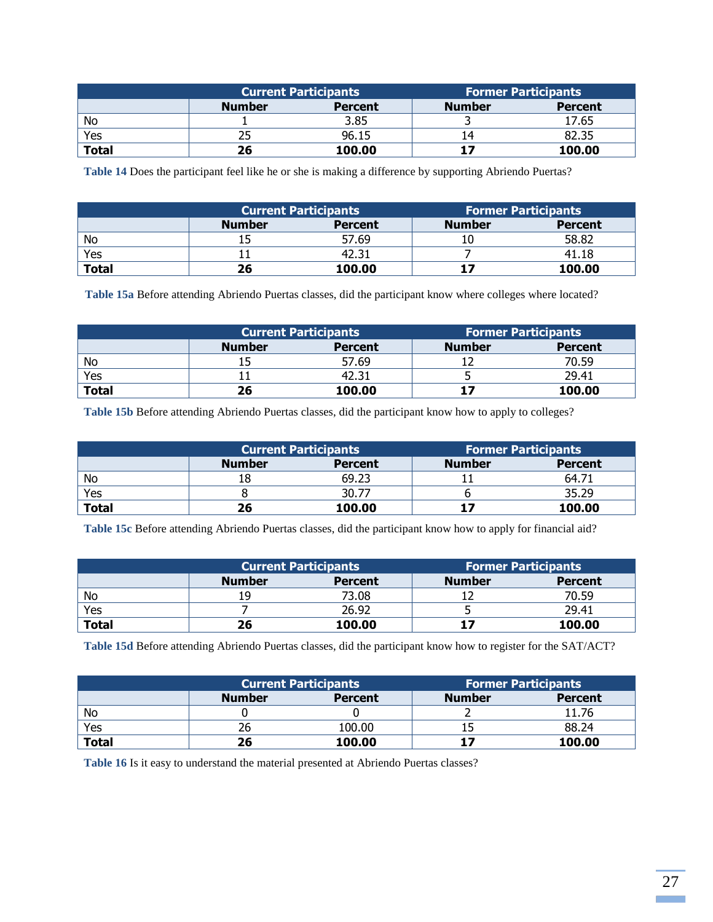| | Current Participants | | Former Participants | |
|---|---|---|---|---|
| | **Number** | **Percent** | **Number** | **Percent** |
| No | 1 | 3.85 | 3 | 17.65 |
| Yes | 25 | 96.15 | 14 | 82.35 |
| **Total** | **26** | **100.00** | **17** | **100.00** |

**Table 14** Does the participant feel like he or she is making a difference by supporting Abriendo Puertas?

| | Current Participants | | Former Participants | |
|---|---|---|---|---|
| | **Number** | **Percent** | **Number** | **Percent** |
| No | 15 | 57.69 | 10 | 58.82 |
| Yes | 11 | 42.31 | 7 | 41.18 |
| **Total** | **26** | **100.00** | **17** | **100.00** |

**Table 15a** Before attending Abriendo Puertas classes, did the participant know where colleges where located?

| | Current Participants | | Former Participants | |
|---|---|---|---|---|
| | **Number** | **Percent** | **Number** | **Percent** |
| No | 15 | 57.69 | 12 | 70.59 |
| Yes | 11 | 42.31 | 5 | 29.41 |
| **Total** | **26** | **100.00** | **17** | **100.00** |

**Table 15b** Before attending Abriendo Puertas classes, did the participant know how to apply to colleges?

| | Current Participants | | Former Participants | |
|---|---|---|---|---|
| | **Number** | **Percent** | **Number** | **Percent** |
| No | 18 | 69.23 | 11 | 64.71 |
| Yes | 8 | 30.77 | 6 | 35.29 |
| **Total** | **26** | **100.00** | **17** | **100.00** |

**Table 15c** Before attending Abriendo Puertas classes, did the participant know how to apply for financial aid?

| | Current Participants | | Former Participants | |
|---|---|---|---|---|
| | **Number** | **Percent** | **Number** | **Percent** |
| No | 19 | 73.08 | 12 | 70.59 |
| Yes | 7 | 26.92 | 5 | 29.41 |
| **Total** | **26** | **100.00** | **17** | **100.00** |

**Table 15d** Before attending Abriendo Puertas classes, did the participant know how to register for the SAT/ACT?

| | Current Participants | | Former Participants | |
|---|---|---|---|---|
| | **Number** | **Percent** | **Number** | **Percent** |
| No | 0 | 0 | 2 | 11.76 |
| Yes | 26 | 100.00 | 15 | 88.24 |
| **Total** | **26** | **100.00** | **17** | **100.00** |

**Table 16** Is it easy to understand the material presented at Abriendo Puertas classes?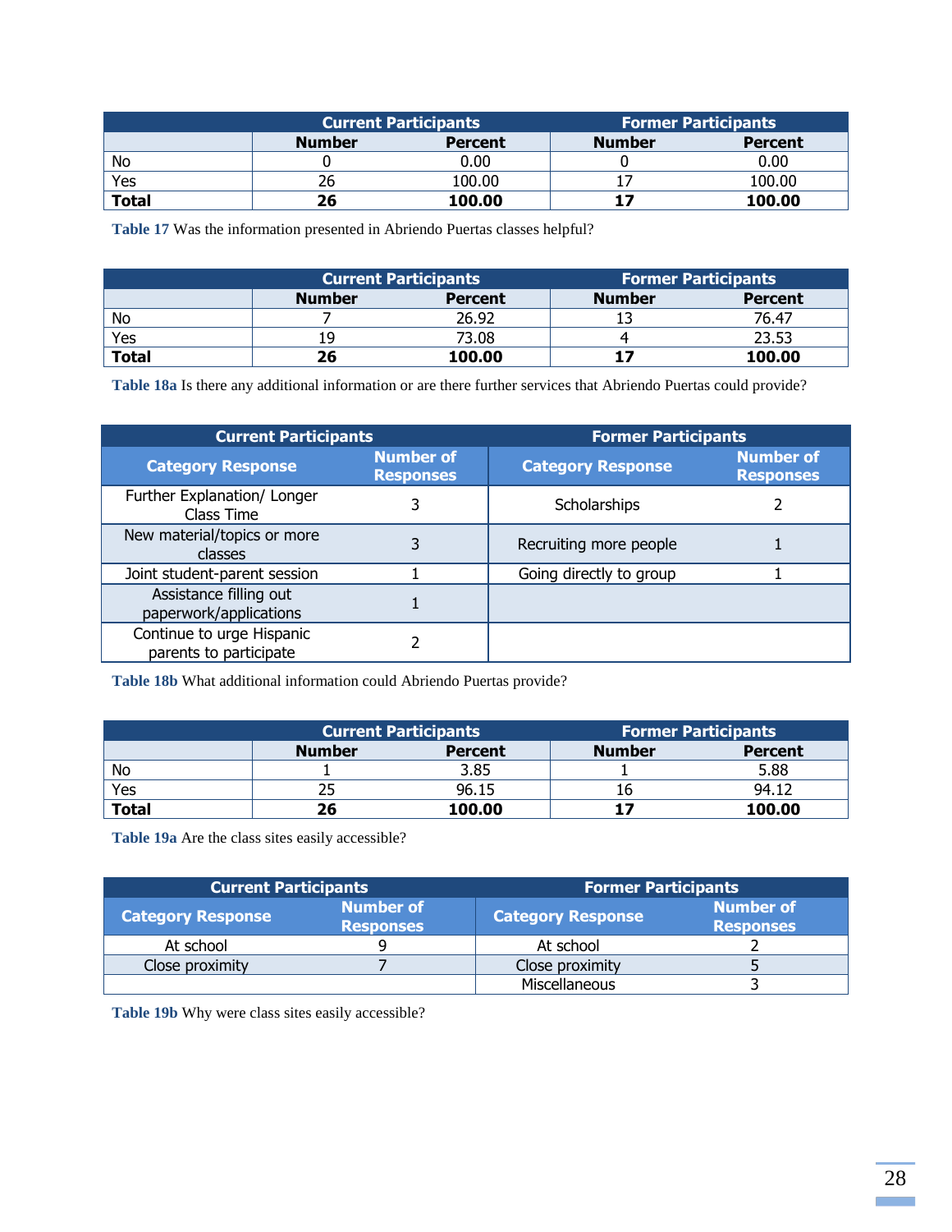| | Current Participants | | Former Participants | |
|---|---|---|---|---|
| | Number | Percent | Number | Percent |
| No | 0 | 0.00 | 0 | 0.00 |
| Yes | 26 | 100.00 | 17 | 100.00 |
| **Total** | **26** | **100.00** | **17** | **100.00** |

**Table 17** Was the information presented in Abriendo Puertas classes helpful?

| | Current Participants | | Former Participants | |
|---|---|---|---|---|
| | Number | Percent | Number | Percent |
| No | 7 | 26.92 | 13 | 76.47 |
| Yes | 19 | 73.08 | 4 | 23.53 |
| **Total** | **26** | **100.00** | **17** | **100.00** |

**Table 18a** Is there any additional information or are there further services that Abriendo Puertas could provide?

| Current Participants | | Former Participants | |
|---|---|---|---|
| Category Response | Number of Responses | Category Response | Number of Responses |
| Further Explanation/ Longer Class Time | 3 | Scholarships | 2 |
| New material/topics or more classes | 3 | Recruiting more people | 1 |
| Joint student-parent session | 1 | Going directly to group | 1 |
| Assistance filling out paperwork/applications | 1 | | |
| Continue to urge Hispanic parents to participate | 2 | | |

**Table 18b** What additional information could Abriendo Puertas provide?

| | Current Participants | | Former Participants | |
|---|---|---|---|---|
| | Number | Percent | Number | Percent |
| No | 1 | 3.85 | 1 | 5.88 |
| Yes | 25 | 96.15 | 16 | 94.12 |
| **Total** | **26** | **100.00** | **17** | **100.00** |

**Table 19a** Are the class sites easily accessible?

| Current Participants | | Former Participants | |
|---|---|---|---|
| Category Response | Number of Responses | Category Response | Number of Responses |
| At school | 9 | At school | 2 |
| Close proximity | 7 | Close proximity | 5 |
| | | Miscellaneous | 3 |

**Table 19b** Why were class sites easily accessible?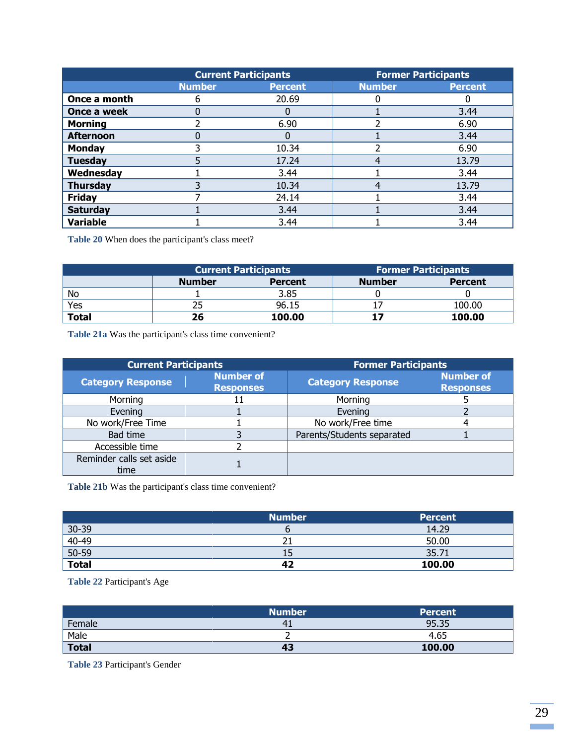| | Current Participants | | Former Participants | |
|---|---|---|---|---|
| | Number | Percent | Number | Percent |
| **Once a month** | 6 | 20.69 | 0 | 0 |
| **Once a week** | 0 | 0 | 1 | 3.44 |
| **Morning** | 2 | 6.90 | 2 | 6.90 |
| **Afternoon** | 0 | 0 | 1 | 3.44 |
| **Monday** | 3 | 10.34 | 2 | 6.90 |
| **Tuesday** | 5 | 17.24 | 4 | 13.79 |
| **Wednesday** | 1 | 3.44 | 1 | 3.44 |
| **Thursday** | 3 | 10.34 | 4 | 13.79 |
| **Friday** | 7 | 24.14 | 1 | 3.44 |
| **Saturday** | 1 | 3.44 | 1 | 3.44 |
| **Variable** | 1 | 3.44 | 1 | 3.44 |

**Table 20** When does the participant's class meet?

| | Current Participants | | Former Participants | |
|---|---|---|---|---|
| | **Number** | **Percent** | **Number** | **Percent** |
| No | 1 | 3.85 | 0 | 0 |
| Yes | 25 | 96.15 | 17 | 100.00 |
| **Total** | **26** | **100.00** | **17** | **100.00** |

**Table 21a** Was the participant's class time convenient?

| Current Participants | | Former Participants | |
|---|---|---|---|
| Category Response | Number of Responses | Category Response | Number of Responses |
| Morning | 11 | Morning | 5 |
| Evening | 1 | Evening | 2 |
| No work/Free Time | 1 | No work/Free time | 4 |
| Bad time | 3 | Parents/Students separated | 1 |
| Accessible time | 2 | | |
| Reminder calls set aside time | 1 | | |

**Table 21b** Was the participant's class time convenient?

| | Number | Percent |
|---|---|---|
| 30-39 | 6 | 14.29 |
| 40-49 | 21 | 50.00 |
| 50-59 | 15 | 35.71 |
| **Total** | **42** | **100.00** |

**Table 22** Participant's Age

| | Number | Percent |
|---|---|---|
| Female | 41 | 95.35 |
| Male | 2 | 4.65 |
| **Total** | **43** | **100.00** |

**Table 23** Participant's Gender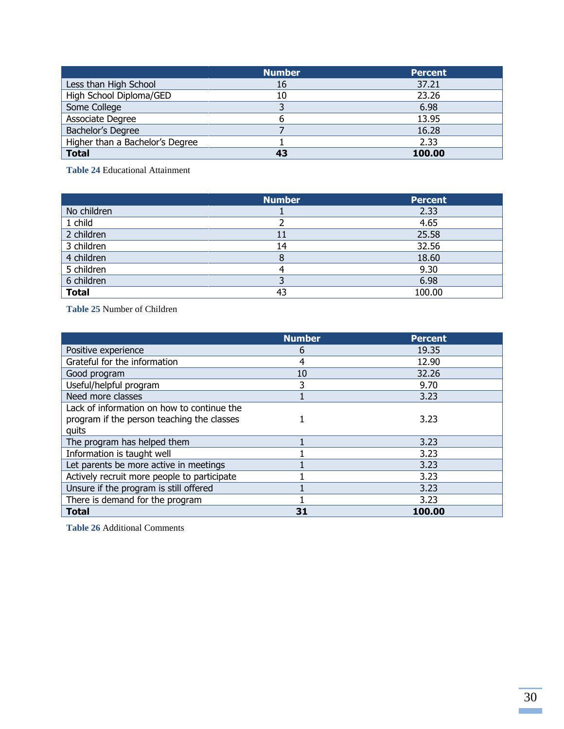| | Number | Percent |
|---|---|---|
| Less than High School | 16 | 37.21 |
| High School Diploma/GED | 10 | 23.26 |
| Some College | 3 | 6.98 |
| Associate Degree | 6 | 13.95 |
| Bachelor's Degree | 7 | 16.28 |
| Higher than a Bachelor's Degree | 1 | 2.33 |
| **Total** | **43** | **100.00** |

**Table 24** Educational Attainment

| | Number | Percent |
|---|---|---|
| No children | 1 | 2.33 |
| 1 child | 2 | 4.65 |
| 2 children | 11 | 25.58 |
| 3 children | 14 | 32.56 |
| 4 children | 8 | 18.60 |
| 5 children | 4 | 9.30 |
| 6 children | 3 | 6.98 |
| **Total** | 43 | 100.00 |

**Table 25** Number of Children

| | Number | Percent |
|---|---|---|
| Positive experience | 6 | 19.35 |
| Grateful for the information | 4 | 12.90 |
| Good program | 10 | 32.26 |
| Useful/helpful program | 3 | 9.70 |
| Need more classes | 1 | 3.23 |
| Lack of information on how to continue the program if the person teaching the classes quits | 1 | 3.23 |
| The program has helped them | 1 | 3.23 |
| Information is taught well | 1 | 3.23 |
| Let parents be more active in meetings | 1 | 3.23 |
| Actively recruit more people to participate | 1 | 3.23 |
| Unsure if the program is still offered | 1 | 3.23 |
| There is demand for the program | 1 | 3.23 |
| **Total** | **31** | **100.00** |

**Table 26** Additional Comments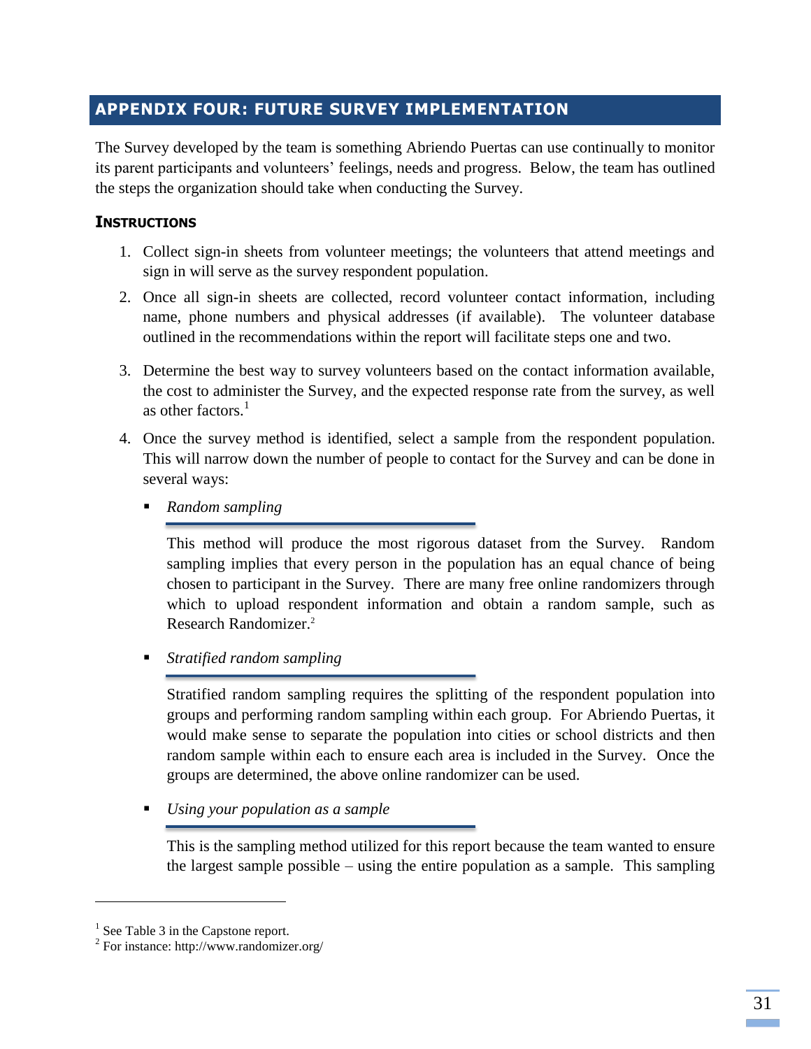## APPENDIX FOUR: FUTURE SURVEY IMPLEMENTATION

The Survey developed by the team is something Abriendo Puertas can use continually to monitor its parent participants and volunteers' feelings, needs and progress. Below, the team has outlined the steps the organization should take when conducting the Survey.

### INSTRUCTIONS

1. Collect sign-in sheets from volunteer meetings; the volunteers that attend meetings and sign in will serve as the survey respondent population.
2. Once all sign-in sheets are collected, record volunteer contact information, including name, phone numbers and physical addresses (if available). The volunteer database outlined in the recommendations within the report will facilitate steps one and two.
3. Determine the best way to survey volunteers based on the contact information available, the cost to administer the Survey, and the expected response rate from the survey, as well as other factors.[1]
4. Once the survey method is identified, select a sample from the respondent population. This will narrow down the number of people to contact for the Survey and can be done in several ways:

   - *Random sampling*

     This method will produce the most rigorous dataset from the Survey. Random sampling implies that every person in the population has an equal chance of being chosen to participant in the Survey. There are many free online randomizers through which to upload respondent information and obtain a random sample, such as Research Randomizer.[2]

   - *Stratified random sampling*

     Stratified random sampling requires the splitting of the respondent population into groups and performing random sampling within each group. For Abriendo Puertas, it would make sense to separate the population into cities or school districts and then random sample within each to ensure each area is included in the Survey. Once the groups are determined, the above online randomizer can be used.

   - *Using your population as a sample*

     This is the sampling method utilized for this report because the team wanted to ensure the largest sample possible – using the entire population as a sample. This sampling

---

[1] See Table 3 in the Capstone report.

[2] For instance: http://www.randomizer.org/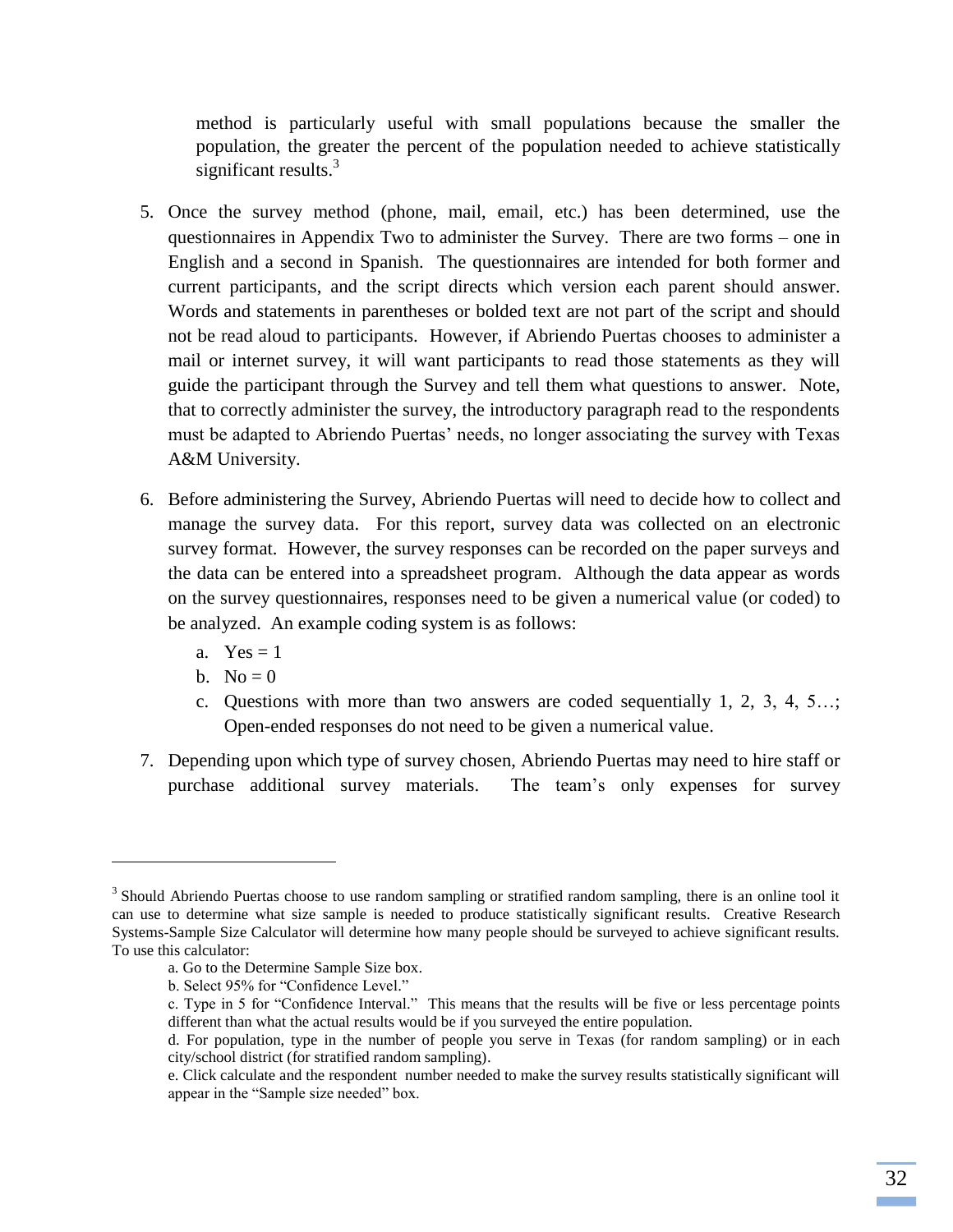method is particularly useful with small populations because the smaller the population, the greater the percent of the population needed to achieve statistically significant results.[3]

5. Once the survey method (phone, mail, email, etc.) has been determined, use the questionnaires in Appendix Two to administer the Survey. There are two forms – one in English and a second in Spanish. The questionnaires are intended for both former and current participants, and the script directs which version each parent should answer. Words and statements in parentheses or bolded text are not part of the script and should not be read aloud to participants. However, if Abriendo Puertas chooses to administer a mail or internet survey, it will want participants to read those statements as they will guide the participant through the Survey and tell them what questions to answer. Note, that to correctly administer the survey, the introductory paragraph read to the respondents must be adapted to Abriendo Puertas' needs, no longer associating the survey with Texas A&M University.

6. Before administering the Survey, Abriendo Puertas will need to decide how to collect and manage the survey data. For this report, survey data was collected on an electronic survey format. However, the survey responses can be recorded on the paper surveys and the data can be entered into a spreadsheet program. Although the data appear as words on the survey questionnaires, responses need to be given a numerical value (or coded) to be analyzed. An example coding system is as follows:
   a. Yes = 1
   b. No = 0
   c. Questions with more than two answers are coded sequentially 1, 2, 3, 4, 5…; Open-ended responses do not need to be given a numerical value.

7. Depending upon which type of survey chosen, Abriendo Puertas may need to hire staff or purchase additional survey materials. The team's only expenses for survey

---

[3] Should Abriendo Puertas choose to use random sampling or stratified random sampling, there is an online tool it can use to determine what size sample is needed to produce statistically significant results. Creative Research Systems-Sample Size Calculator will determine how many people should be surveyed to achieve significant results. To use this calculator:

a. Go to the Determine Sample Size box.
b. Select 95% for "Confidence Level."
c. Type in 5 for "Confidence Interval." This means that the results will be five or less percentage points different than what the actual results would be if you surveyed the entire population.
d. For population, type in the number of people you serve in Texas (for random sampling) or in each city/school district (for stratified random sampling).
e. Click calculate and the respondent number needed to make the survey results statistically significant will appear in the "Sample size needed" box.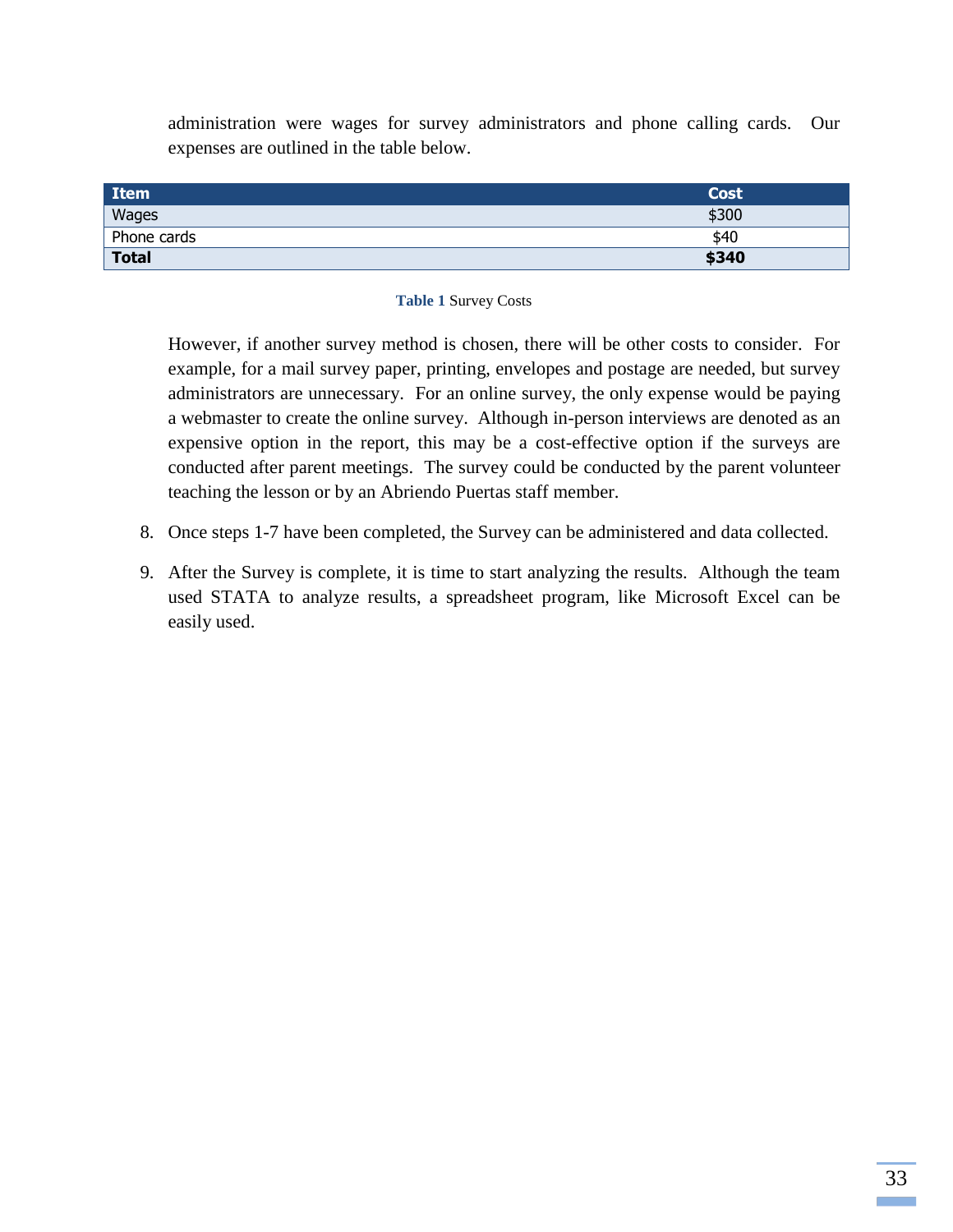administration were wages for survey administrators and phone calling cards. Our expenses are outlined in the table below.

| **Item** | **Cost** |
|---|---|
| Wages | $300 |
| Phone cards | $40 |
| **Total** | **$340** |

**Table 1** Survey Costs

However, if another survey method is chosen, there will be other costs to consider. For example, for a mail survey paper, printing, envelopes and postage are needed, but survey administrators are unnecessary. For an online survey, the only expense would be paying a webmaster to create the online survey. Although in-person interviews are denoted as an expensive option in the report, this may be a cost-effective option if the surveys are conducted after parent meetings. The survey could be conducted by the parent volunteer teaching the lesson or by an Abriendo Puertas staff member.

8. Once steps 1-7 have been completed, the Survey can be administered and data collected.

9. After the Survey is complete, it is time to start analyzing the results. Although the team used STATA to analyze results, a spreadsheet program, like Microsoft Excel can be easily used.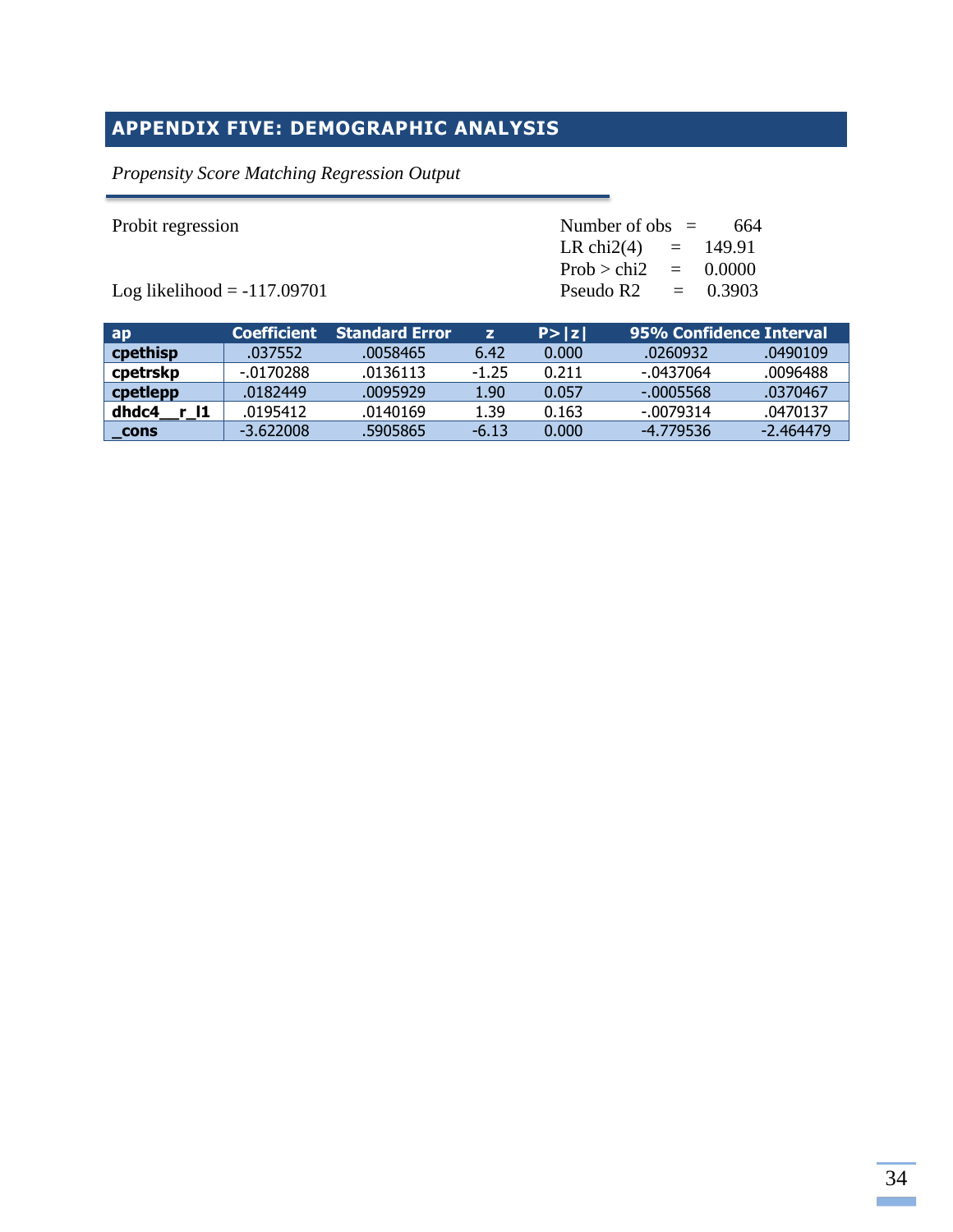## APPENDIX FIVE: DEMOGRAPHIC ANALYSIS

*Propensity Score Matching Regression Output*

Probit regression

Number of obs = 664
LR chi2(4) = 149.91
Prob > chi2 = 0.0000
Pseudo R2 = 0.3903

Log likelihood = -117.09701

| ap | Coefficient | Standard Error | z | P>\|z\| | 95% Confidence Interval | |
|---|---|---|---|---|---|---|
| **cpethisp** | .037552 | .0058465 | 6.42 | 0.000 | .0260932 | .0490109 |
| **cpetrskp** | -.0170288 | .0136113 | -1.25 | 0.211 | -.0437064 | .0096488 |
| **cpetlepp** | .0182449 | .0095929 | 1.90 | 0.057 | -.0005568 | .0370467 |
| **dhdc4__r_l1** | .0195412 | .0140169 | 1.39 | 0.163 | -.0079314 | .0470137 |
| **_cons** | -3.622008 | .5905865 | -6.13 | 0.000 | -4.779536 | -2.464479 |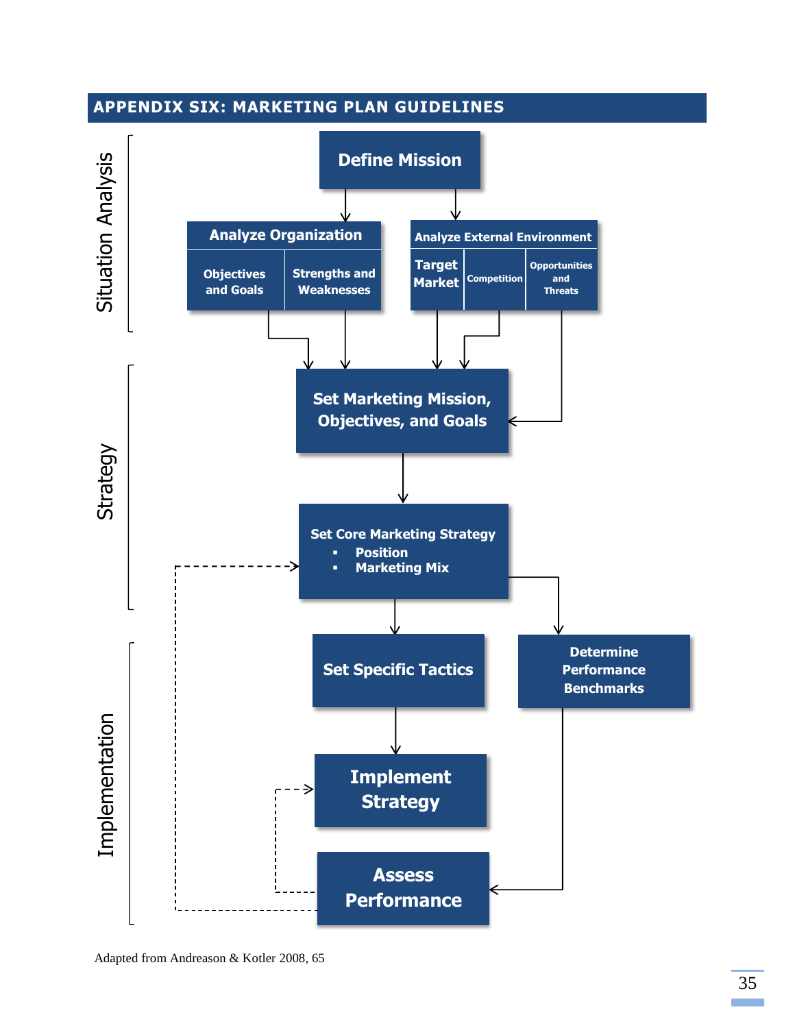## APPENDIX SIX: MARKETING PLAN GUIDELINES

**Situation Analysis**

**Define Mission**

**Analyze Organization**
- Objectives and Goals
- Strengths and Weaknesses

**Analyze External Environment**
- Target Market
- Competition
- Opportunities and Threats

**Strategy**

**Set Marketing Mission, Objectives, and Goals**

**Set Core Marketing Strategy**
- Position
- Marketing Mix

**Implementation**

**Set Specific Tactics**

**Determine Performance Benchmarks**

**Implement Strategy**

**Assess Performance**

Adapted from Andreason & Kotler 2008, 65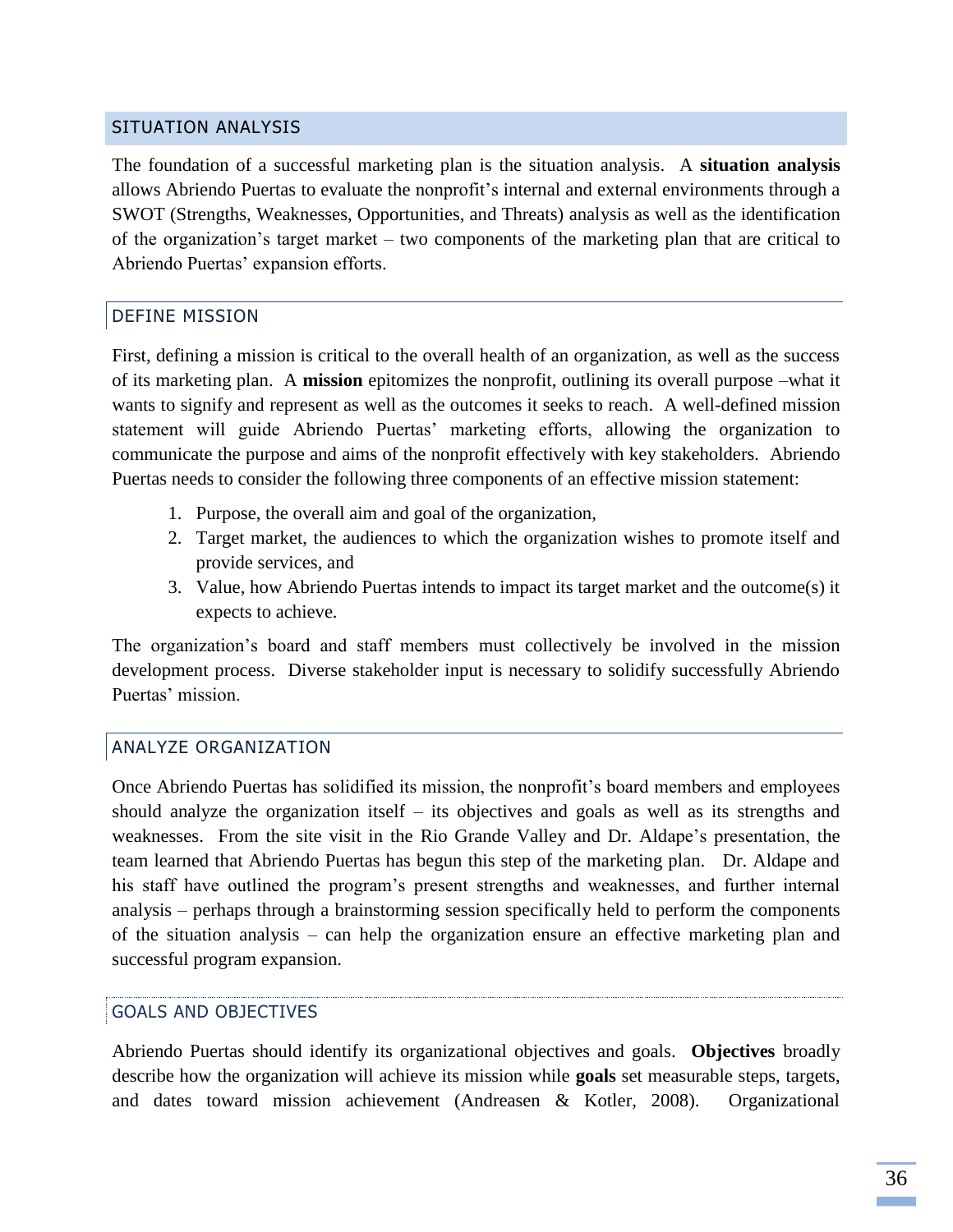## SITUATION ANALYSIS

The foundation of a successful marketing plan is the situation analysis. A **situation analysis** allows Abriendo Puertas to evaluate the nonprofit's internal and external environments through a SWOT (Strengths, Weaknesses, Opportunities, and Threats) analysis as well as the identification of the organization's target market – two components of the marketing plan that are critical to Abriendo Puertas' expansion efforts.

### DEFINE MISSION

First, defining a mission is critical to the overall health of an organization, as well as the success of its marketing plan. A **mission** epitomizes the nonprofit, outlining its overall purpose –what it wants to signify and represent as well as the outcomes it seeks to reach. A well-defined mission statement will guide Abriendo Puertas' marketing efforts, allowing the organization to communicate the purpose and aims of the nonprofit effectively with key stakeholders. Abriendo Puertas needs to consider the following three components of an effective mission statement:

1. Purpose, the overall aim and goal of the organization,
2. Target market, the audiences to which the organization wishes to promote itself and provide services, and
3. Value, how Abriendo Puertas intends to impact its target market and the outcome(s) it expects to achieve.

The organization's board and staff members must collectively be involved in the mission development process. Diverse stakeholder input is necessary to solidify successfully Abriendo Puertas' mission.

### ANALYZE ORGANIZATION

Once Abriendo Puertas has solidified its mission, the nonprofit's board members and employees should analyze the organization itself – its objectives and goals as well as its strengths and weaknesses. From the site visit in the Rio Grande Valley and Dr. Aldape's presentation, the team learned that Abriendo Puertas has begun this step of the marketing plan. Dr. Aldape and his staff have outlined the program's present strengths and weaknesses, and further internal analysis – perhaps through a brainstorming session specifically held to perform the components of the situation analysis – can help the organization ensure an effective marketing plan and successful program expansion.

#### GOALS AND OBJECTIVES

Abriendo Puertas should identify its organizational objectives and goals. **Objectives** broadly describe how the organization will achieve its mission while **goals** set measurable steps, targets, and dates toward mission achievement (Andreasen & Kotler, 2008). Organizational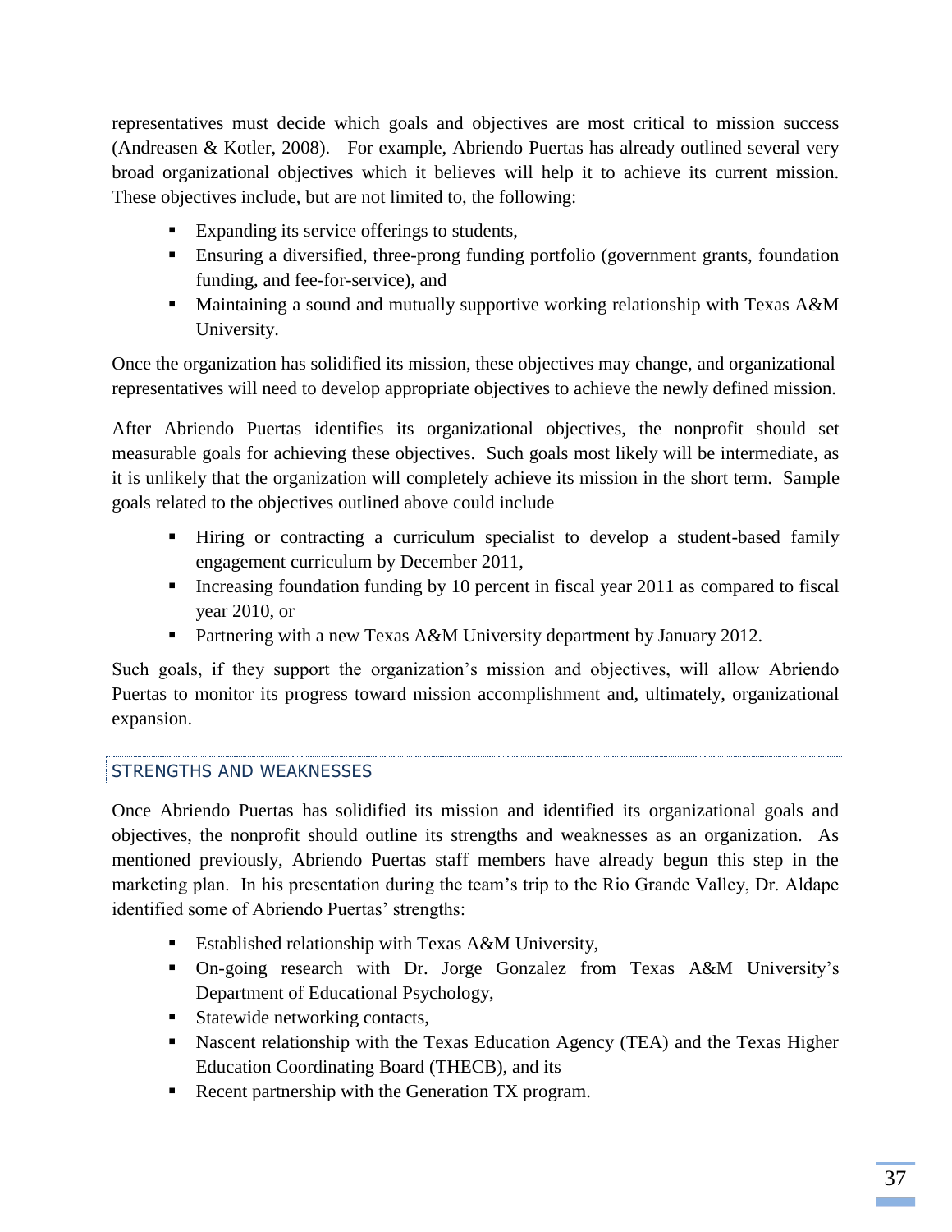representatives must decide which goals and objectives are most critical to mission success (Andreasen & Kotler, 2008). For example, Abriendo Puertas has already outlined several very broad organizational objectives which it believes will help it to achieve its current mission. These objectives include, but are not limited to, the following:

- Expanding its service offerings to students,
- Ensuring a diversified, three-prong funding portfolio (government grants, foundation funding, and fee-for-service), and
- Maintaining a sound and mutually supportive working relationship with Texas A&M University.

Once the organization has solidified its mission, these objectives may change, and organizational representatives will need to develop appropriate objectives to achieve the newly defined mission.

After Abriendo Puertas identifies its organizational objectives, the nonprofit should set measurable goals for achieving these objectives. Such goals most likely will be intermediate, as it is unlikely that the organization will completely achieve its mission in the short term. Sample goals related to the objectives outlined above could include

- Hiring or contracting a curriculum specialist to develop a student-based family engagement curriculum by December 2011,
- Increasing foundation funding by 10 percent in fiscal year 2011 as compared to fiscal year 2010, or
- Partnering with a new Texas A&M University department by January 2012.

Such goals, if they support the organization's mission and objectives, will allow Abriendo Puertas to monitor its progress toward mission accomplishment and, ultimately, organizational expansion.

## STRENGTHS AND WEAKNESSES

Once Abriendo Puertas has solidified its mission and identified its organizational goals and objectives, the nonprofit should outline its strengths and weaknesses as an organization. As mentioned previously, Abriendo Puertas staff members have already begun this step in the marketing plan. In his presentation during the team's trip to the Rio Grande Valley, Dr. Aldape identified some of Abriendo Puertas' strengths:

- Established relationship with Texas A&M University,
- On-going research with Dr. Jorge Gonzalez from Texas A&M University's Department of Educational Psychology,
- Statewide networking contacts,
- Nascent relationship with the Texas Education Agency (TEA) and the Texas Higher Education Coordinating Board (THECB), and its
- Recent partnership with the Generation TX program.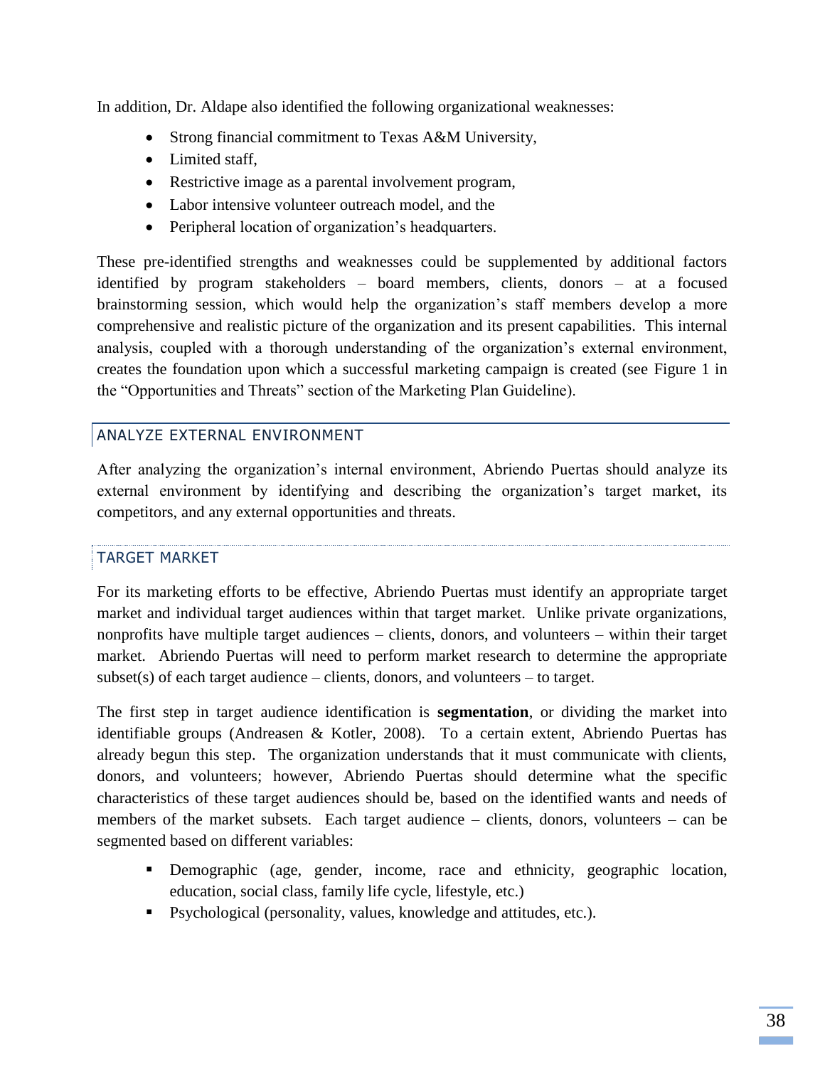In addition, Dr. Aldape also identified the following organizational weaknesses:

- Strong financial commitment to Texas A&M University,
- Limited staff,
- Restrictive image as a parental involvement program,
- Labor intensive volunteer outreach model, and the
- Peripheral location of organization's headquarters.

These pre-identified strengths and weaknesses could be supplemented by additional factors identified by program stakeholders – board members, clients, donors – at a focused brainstorming session, which would help the organization's staff members develop a more comprehensive and realistic picture of the organization and its present capabilities. This internal analysis, coupled with a thorough understanding of the organization's external environment, creates the foundation upon which a successful marketing campaign is created (see Figure 1 in the "Opportunities and Threats" section of the Marketing Plan Guideline).

## ANALYZE EXTERNAL ENVIRONMENT

After analyzing the organization's internal environment, Abriendo Puertas should analyze its external environment by identifying and describing the organization's target market, its competitors, and any external opportunities and threats.

### TARGET MARKET

For its marketing efforts to be effective, Abriendo Puertas must identify an appropriate target market and individual target audiences within that target market. Unlike private organizations, nonprofits have multiple target audiences – clients, donors, and volunteers – within their target market. Abriendo Puertas will need to perform market research to determine the appropriate subset(s) of each target audience – clients, donors, and volunteers – to target.

The first step in target audience identification is **segmentation**, or dividing the market into identifiable groups (Andreasen & Kotler, 2008). To a certain extent, Abriendo Puertas has already begun this step. The organization understands that it must communicate with clients, donors, and volunteers; however, Abriendo Puertas should determine what the specific characteristics of these target audiences should be, based on the identified wants and needs of members of the market subsets. Each target audience – clients, donors, volunteers – can be segmented based on different variables:

- Demographic (age, gender, income, race and ethnicity, geographic location, education, social class, family life cycle, lifestyle, etc.)
- Psychological (personality, values, knowledge and attitudes, etc.).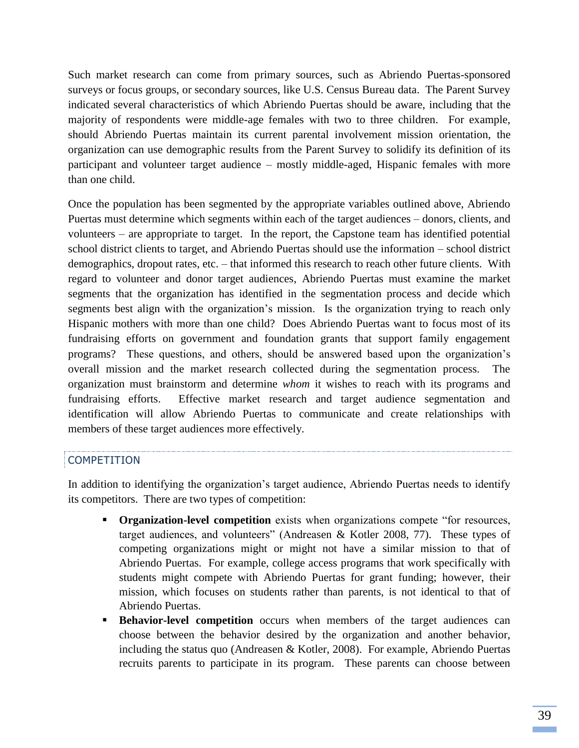Such market research can come from primary sources, such as Abriendo Puertas-sponsored surveys or focus groups, or secondary sources, like U.S. Census Bureau data. The Parent Survey indicated several characteristics of which Abriendo Puertas should be aware, including that the majority of respondents were middle-age females with two to three children. For example, should Abriendo Puertas maintain its current parental involvement mission orientation, the organization can use demographic results from the Parent Survey to solidify its definition of its participant and volunteer target audience – mostly middle-aged, Hispanic females with more than one child.

Once the population has been segmented by the appropriate variables outlined above, Abriendo Puertas must determine which segments within each of the target audiences – donors, clients, and volunteers – are appropriate to target. In the report, the Capstone team has identified potential school district clients to target, and Abriendo Puertas should use the information – school district demographics, dropout rates, etc. – that informed this research to reach other future clients. With regard to volunteer and donor target audiences, Abriendo Puertas must examine the market segments that the organization has identified in the segmentation process and decide which segments best align with the organization's mission. Is the organization trying to reach only Hispanic mothers with more than one child? Does Abriendo Puertas want to focus most of its fundraising efforts on government and foundation grants that support family engagement programs? These questions, and others, should be answered based upon the organization's overall mission and the market research collected during the segmentation process. The organization must brainstorm and determine *whom* it wishes to reach with its programs and fundraising efforts. Effective market research and target audience segmentation and identification will allow Abriendo Puertas to communicate and create relationships with members of these target audiences more effectively.

## COMPETITION

In addition to identifying the organization's target audience, Abriendo Puertas needs to identify its competitors. There are two types of competition:

- **Organization-level competition** exists when organizations compete "for resources, target audiences, and volunteers" (Andreasen & Kotler 2008, 77). These types of competing organizations might or might not have a similar mission to that of Abriendo Puertas. For example, college access programs that work specifically with students might compete with Abriendo Puertas for grant funding; however, their mission, which focuses on students rather than parents, is not identical to that of Abriendo Puertas.
- **Behavior-level competition** occurs when members of the target audiences can choose between the behavior desired by the organization and another behavior, including the status quo (Andreasen & Kotler, 2008). For example, Abriendo Puertas recruits parents to participate in its program. These parents can choose between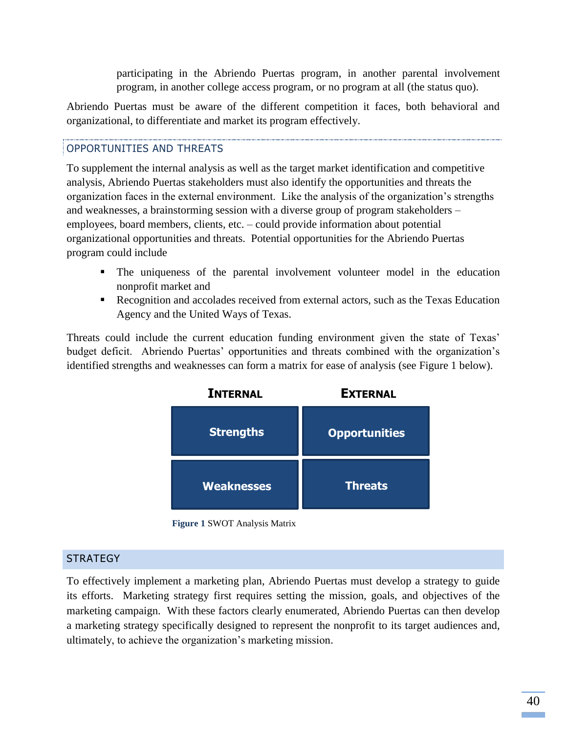participating in the Abriendo Puertas program, in another parental involvement program, in another college access program, or no program at all (the status quo).

Abriendo Puertas must be aware of the different competition it faces, both behavioral and organizational, to differentiate and market its program effectively.

### OPPORTUNITIES AND THREATS

To supplement the internal analysis as well as the target market identification and competitive analysis, Abriendo Puertas stakeholders must also identify the opportunities and threats the organization faces in the external environment. Like the analysis of the organization's strengths and weaknesses, a brainstorming session with a diverse group of program stakeholders – employees, board members, clients, etc. – could provide information about potential organizational opportunities and threats. Potential opportunities for the Abriendo Puertas program could include

- The uniqueness of the parental involvement volunteer model in the education nonprofit market and
- Recognition and accolades received from external actors, such as the Texas Education Agency and the United Ways of Texas.

Threats could include the current education funding environment given the state of Texas' budget deficit. Abriendo Puertas' opportunities and threats combined with the organization's identified strengths and weaknesses can form a matrix for ease of analysis (see Figure 1 below).

| INTERNAL | EXTERNAL |
|---|---|
| Strengths | Opportunities |
| Weaknesses | Threats |

**Figure 1** SWOT Analysis Matrix

## STRATEGY

To effectively implement a marketing plan, Abriendo Puertas must develop a strategy to guide its efforts. Marketing strategy first requires setting the mission, goals, and objectives of the marketing campaign. With these factors clearly enumerated, Abriendo Puertas can then develop a marketing strategy specifically designed to represent the nonprofit to its target audiences and, ultimately, to achieve the organization's marketing mission.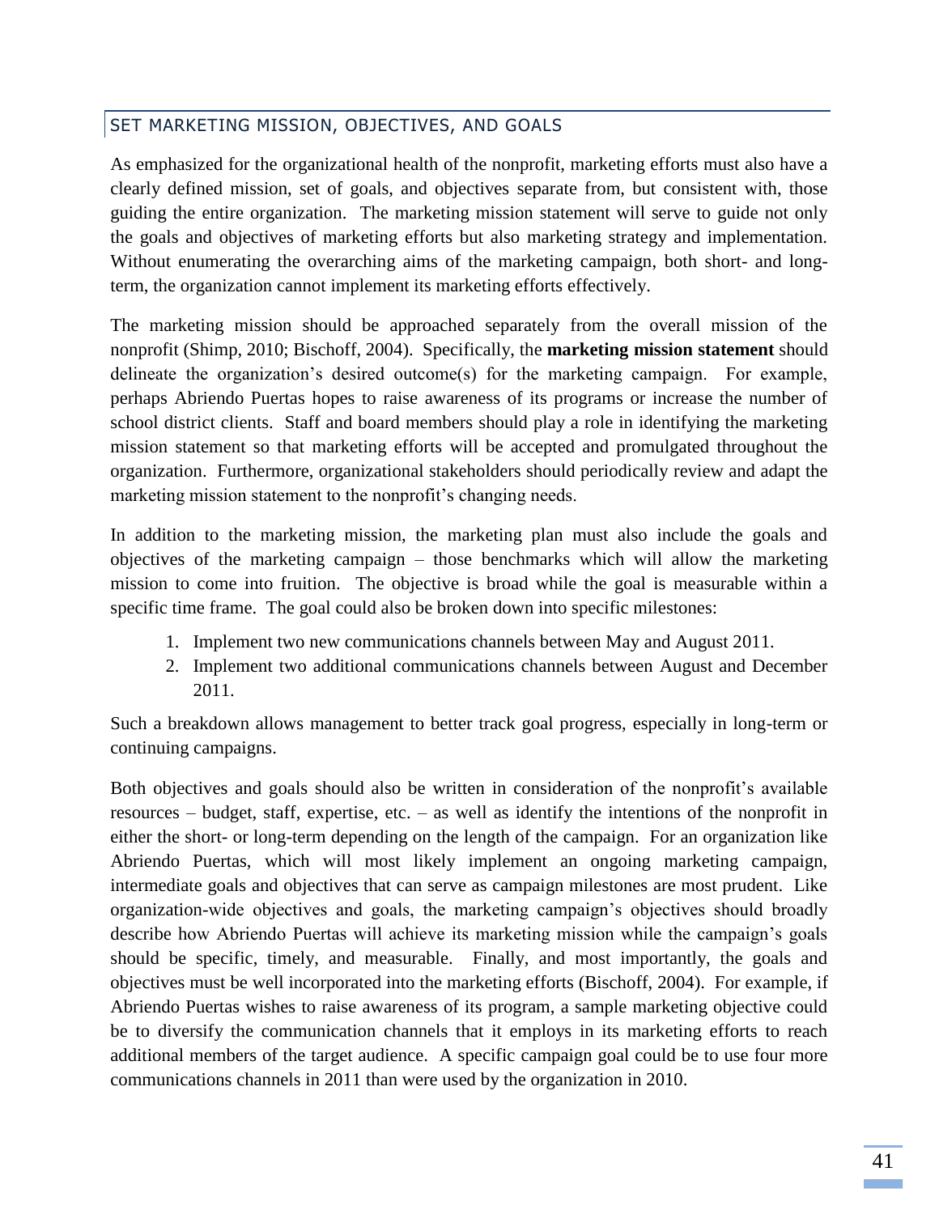## SET MARKETING MISSION, OBJECTIVES, AND GOALS

As emphasized for the organizational health of the nonprofit, marketing efforts must also have a clearly defined mission, set of goals, and objectives separate from, but consistent with, those guiding the entire organization. The marketing mission statement will serve to guide not only the goals and objectives of marketing efforts but also marketing strategy and implementation. Without enumerating the overarching aims of the marketing campaign, both short- and long-term, the organization cannot implement its marketing efforts effectively.

The marketing mission should be approached separately from the overall mission of the nonprofit (Shimp, 2010; Bischoff, 2004). Specifically, the **marketing mission statement** should delineate the organization's desired outcome(s) for the marketing campaign. For example, perhaps Abriendo Puertas hopes to raise awareness of its programs or increase the number of school district clients. Staff and board members should play a role in identifying the marketing mission statement so that marketing efforts will be accepted and promulgated throughout the organization. Furthermore, organizational stakeholders should periodically review and adapt the marketing mission statement to the nonprofit's changing needs.

In addition to the marketing mission, the marketing plan must also include the goals and objectives of the marketing campaign – those benchmarks which will allow the marketing mission to come into fruition. The objective is broad while the goal is measurable within a specific time frame. The goal could also be broken down into specific milestones:

1. Implement two new communications channels between May and August 2011.
2. Implement two additional communications channels between August and December 2011.

Such a breakdown allows management to better track goal progress, especially in long-term or continuing campaigns.

Both objectives and goals should also be written in consideration of the nonprofit's available resources – budget, staff, expertise, etc. – as well as identify the intentions of the nonprofit in either the short- or long-term depending on the length of the campaign. For an organization like Abriendo Puertas, which will most likely implement an ongoing marketing campaign, intermediate goals and objectives that can serve as campaign milestones are most prudent. Like organization-wide objectives and goals, the marketing campaign's objectives should broadly describe how Abriendo Puertas will achieve its marketing mission while the campaign's goals should be specific, timely, and measurable. Finally, and most importantly, the goals and objectives must be well incorporated into the marketing efforts (Bischoff, 2004). For example, if Abriendo Puertas wishes to raise awareness of its program, a sample marketing objective could be to diversify the communication channels that it employs in its marketing efforts to reach additional members of the target audience. A specific campaign goal could be to use four more communications channels in 2011 than were used by the organization in 2010.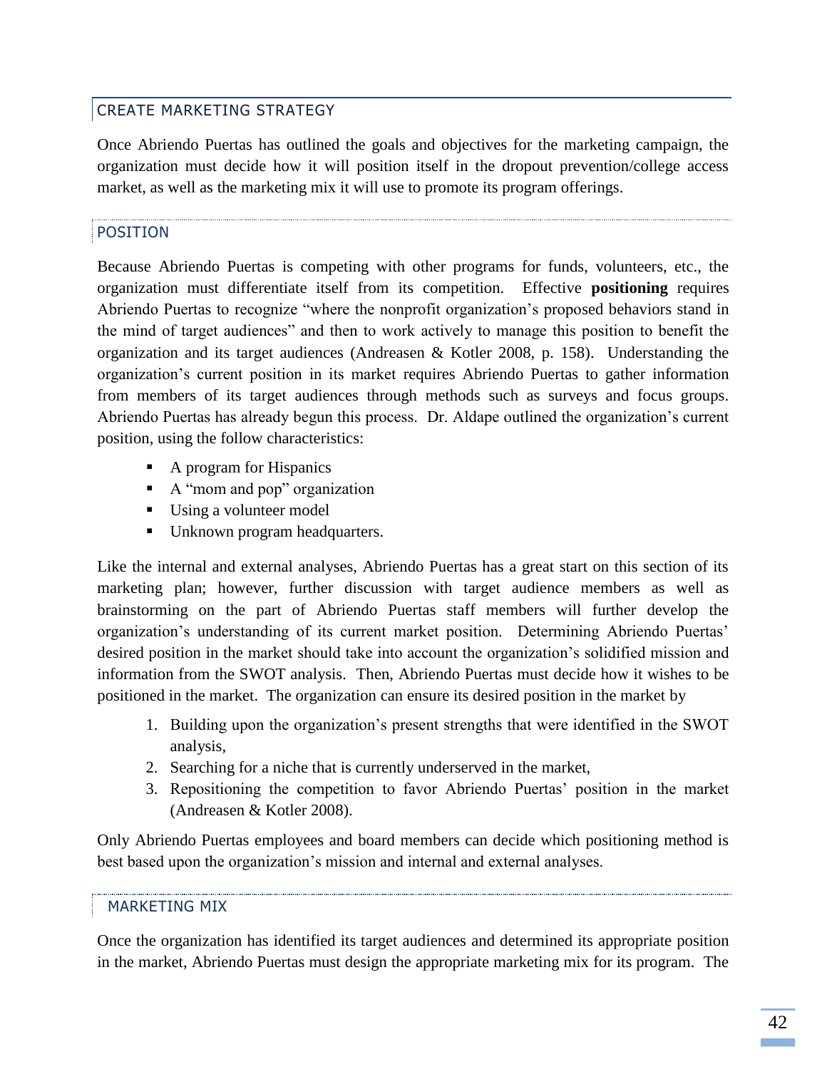## CREATE MARKETING STRATEGY

Once Abriendo Puertas has outlined the goals and objectives for the marketing campaign, the organization must decide how it will position itself in the dropout prevention/college access market, as well as the marketing mix it will use to promote its program offerings.

### POSITION

Because Abriendo Puertas is competing with other programs for funds, volunteers, etc., the organization must differentiate itself from its competition. Effective **positioning** requires Abriendo Puertas to recognize "where the nonprofit organization's proposed behaviors stand in the mind of target audiences" and then to work actively to manage this position to benefit the organization and its target audiences (Andreasen & Kotler 2008, p. 158). Understanding the organization's current position in its market requires Abriendo Puertas to gather information from members of its target audiences through methods such as surveys and focus groups. Abriendo Puertas has already begun this process. Dr. Aldape outlined the organization's current position, using the follow characteristics:

- A program for Hispanics
- A "mom and pop" organization
- Using a volunteer model
- Unknown program headquarters.

Like the internal and external analyses, Abriendo Puertas has a great start on this section of its marketing plan; however, further discussion with target audience members as well as brainstorming on the part of Abriendo Puertas staff members will further develop the organization's understanding of its current market position. Determining Abriendo Puertas' desired position in the market should take into account the organization's solidified mission and information from the SWOT analysis. Then, Abriendo Puertas must decide how it wishes to be positioned in the market. The organization can ensure its desired position in the market by

1. Building upon the organization's present strengths that were identified in the SWOT analysis,
2. Searching for a niche that is currently underserved in the market,
3. Repositioning the competition to favor Abriendo Puertas' position in the market (Andreasen & Kotler 2008).

Only Abriendo Puertas employees and board members can decide which positioning method is best based upon the organization's mission and internal and external analyses.

### MARKETING MIX

Once the organization has identified its target audiences and determined its appropriate position in the market, Abriendo Puertas must design the appropriate marketing mix for its program. The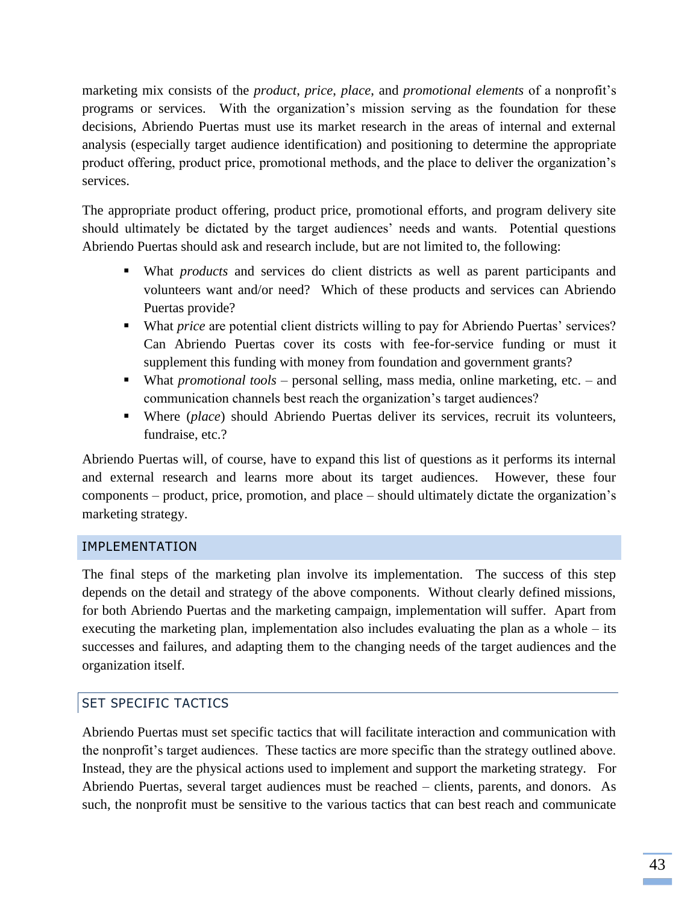marketing mix consists of the *product*, *price*, *place*, and *promotional elements* of a nonprofit's programs or services. With the organization's mission serving as the foundation for these decisions, Abriendo Puertas must use its market research in the areas of internal and external analysis (especially target audience identification) and positioning to determine the appropriate product offering, product price, promotional methods, and the place to deliver the organization's services.

The appropriate product offering, product price, promotional efforts, and program delivery site should ultimately be dictated by the target audiences' needs and wants. Potential questions Abriendo Puertas should ask and research include, but are not limited to, the following:

- What *products* and services do client districts as well as parent participants and volunteers want and/or need? Which of these products and services can Abriendo Puertas provide?
- What *price* are potential client districts willing to pay for Abriendo Puertas' services? Can Abriendo Puertas cover its costs with fee-for-service funding or must it supplement this funding with money from foundation and government grants?
- What *promotional tools* – personal selling, mass media, online marketing, etc. – and communication channels best reach the organization's target audiences?
- Where (*place*) should Abriendo Puertas deliver its services, recruit its volunteers, fundraise, etc.?

Abriendo Puertas will, of course, have to expand this list of questions as it performs its internal and external research and learns more about its target audiences. However, these four components – product, price, promotion, and place – should ultimately dictate the organization's marketing strategy.

## IMPLEMENTATION

The final steps of the marketing plan involve its implementation. The success of this step depends on the detail and strategy of the above components. Without clearly defined missions, for both Abriendo Puertas and the marketing campaign, implementation will suffer. Apart from executing the marketing plan, implementation also includes evaluating the plan as a whole – its successes and failures, and adapting them to the changing needs of the target audiences and the organization itself.

### SET SPECIFIC TACTICS

Abriendo Puertas must set specific tactics that will facilitate interaction and communication with the nonprofit's target audiences. These tactics are more specific than the strategy outlined above. Instead, they are the physical actions used to implement and support the marketing strategy. For Abriendo Puertas, several target audiences must be reached – clients, parents, and donors. As such, the nonprofit must be sensitive to the various tactics that can best reach and communicate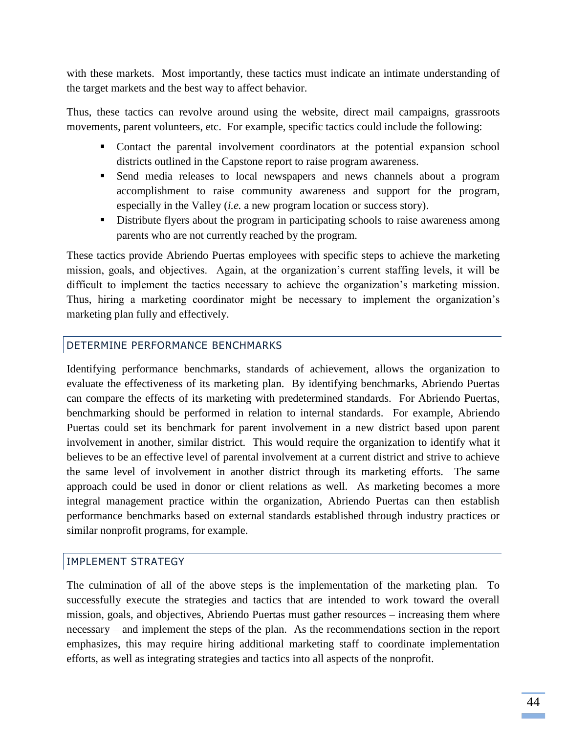with these markets. Most importantly, these tactics must indicate an intimate understanding of the target markets and the best way to affect behavior.

Thus, these tactics can revolve around using the website, direct mail campaigns, grassroots movements, parent volunteers, etc. For example, specific tactics could include the following:

- Contact the parental involvement coordinators at the potential expansion school districts outlined in the Capstone report to raise program awareness.
- Send media releases to local newspapers and news channels about a program accomplishment to raise community awareness and support for the program, especially in the Valley (*i.e.* a new program location or success story).
- Distribute flyers about the program in participating schools to raise awareness among parents who are not currently reached by the program.

These tactics provide Abriendo Puertas employees with specific steps to achieve the marketing mission, goals, and objectives. Again, at the organization's current staffing levels, it will be difficult to implement the tactics necessary to achieve the organization's marketing mission. Thus, hiring a marketing coordinator might be necessary to implement the organization's marketing plan fully and effectively.

## DETERMINE PERFORMANCE BENCHMARKS

Identifying performance benchmarks, standards of achievement, allows the organization to evaluate the effectiveness of its marketing plan. By identifying benchmarks, Abriendo Puertas can compare the effects of its marketing with predetermined standards. For Abriendo Puertas, benchmarking should be performed in relation to internal standards. For example, Abriendo Puertas could set its benchmark for parent involvement in a new district based upon parent involvement in another, similar district. This would require the organization to identify what it believes to be an effective level of parental involvement at a current district and strive to achieve the same level of involvement in another district through its marketing efforts. The same approach could be used in donor or client relations as well. As marketing becomes a more integral management practice within the organization, Abriendo Puertas can then establish performance benchmarks based on external standards established through industry practices or similar nonprofit programs, for example.

## IMPLEMENT STRATEGY

The culmination of all of the above steps is the implementation of the marketing plan. To successfully execute the strategies and tactics that are intended to work toward the overall mission, goals, and objectives, Abriendo Puertas must gather resources – increasing them where necessary – and implement the steps of the plan. As the recommendations section in the report emphasizes, this may require hiring additional marketing staff to coordinate implementation efforts, as well as integrating strategies and tactics into all aspects of the nonprofit.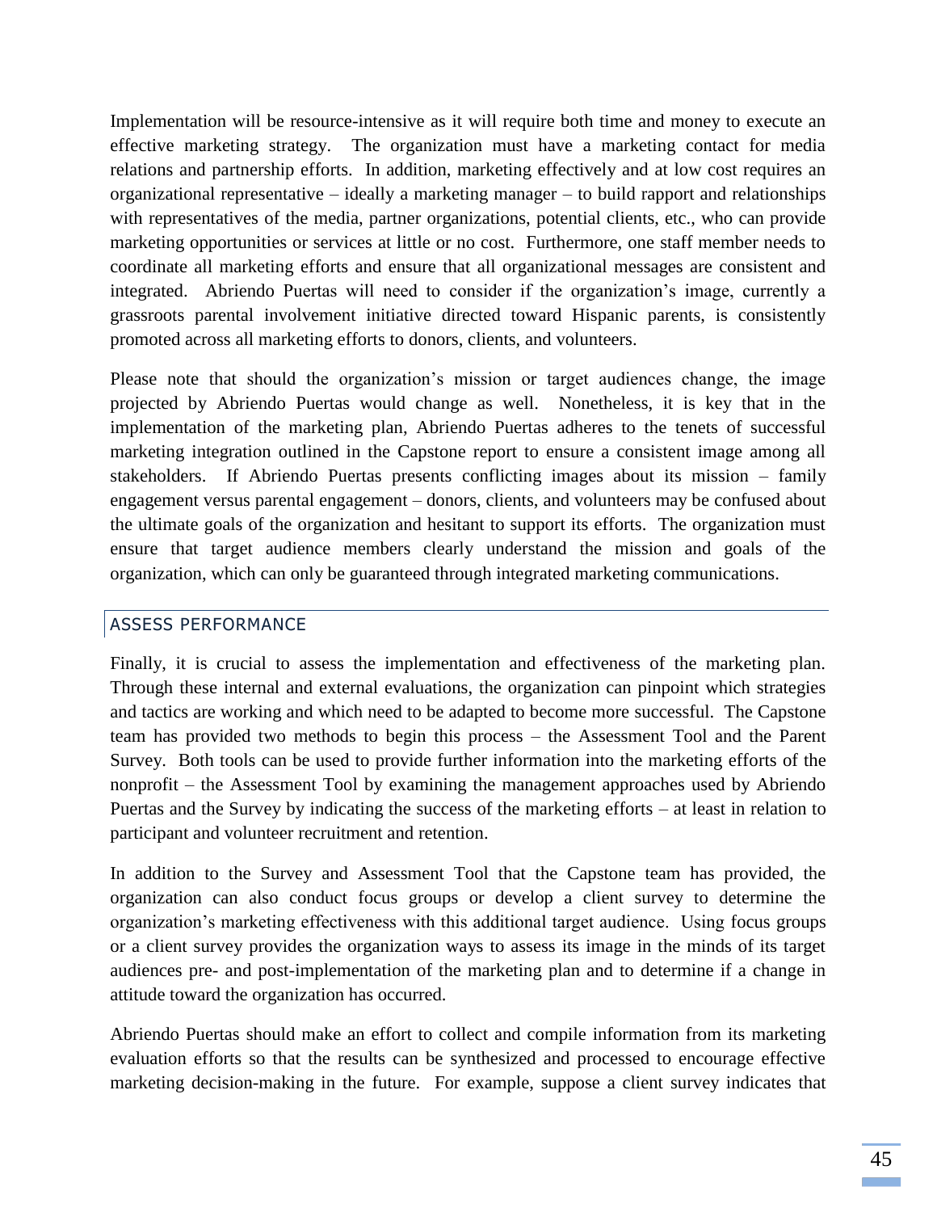Implementation will be resource-intensive as it will require both time and money to execute an effective marketing strategy. The organization must have a marketing contact for media relations and partnership efforts. In addition, marketing effectively and at low cost requires an organizational representative – ideally a marketing manager – to build rapport and relationships with representatives of the media, partner organizations, potential clients, etc., who can provide marketing opportunities or services at little or no cost. Furthermore, one staff member needs to coordinate all marketing efforts and ensure that all organizational messages are consistent and integrated. Abriendo Puertas will need to consider if the organization's image, currently a grassroots parental involvement initiative directed toward Hispanic parents, is consistently promoted across all marketing efforts to donors, clients, and volunteers.

Please note that should the organization's mission or target audiences change, the image projected by Abriendo Puertas would change as well. Nonetheless, it is key that in the implementation of the marketing plan, Abriendo Puertas adheres to the tenets of successful marketing integration outlined in the Capstone report to ensure a consistent image among all stakeholders. If Abriendo Puertas presents conflicting images about its mission – family engagement versus parental engagement – donors, clients, and volunteers may be confused about the ultimate goals of the organization and hesitant to support its efforts. The organization must ensure that target audience members clearly understand the mission and goals of the organization, which can only be guaranteed through integrated marketing communications.

## ASSESS PERFORMANCE

Finally, it is crucial to assess the implementation and effectiveness of the marketing plan. Through these internal and external evaluations, the organization can pinpoint which strategies and tactics are working and which need to be adapted to become more successful. The Capstone team has provided two methods to begin this process – the Assessment Tool and the Parent Survey. Both tools can be used to provide further information into the marketing efforts of the nonprofit – the Assessment Tool by examining the management approaches used by Abriendo Puertas and the Survey by indicating the success of the marketing efforts – at least in relation to participant and volunteer recruitment and retention.

In addition to the Survey and Assessment Tool that the Capstone team has provided, the organization can also conduct focus groups or develop a client survey to determine the organization's marketing effectiveness with this additional target audience. Using focus groups or a client survey provides the organization ways to assess its image in the minds of its target audiences pre- and post-implementation of the marketing plan and to determine if a change in attitude toward the organization has occurred.

Abriendo Puertas should make an effort to collect and compile information from its marketing evaluation efforts so that the results can be synthesized and processed to encourage effective marketing decision-making in the future. For example, suppose a client survey indicates that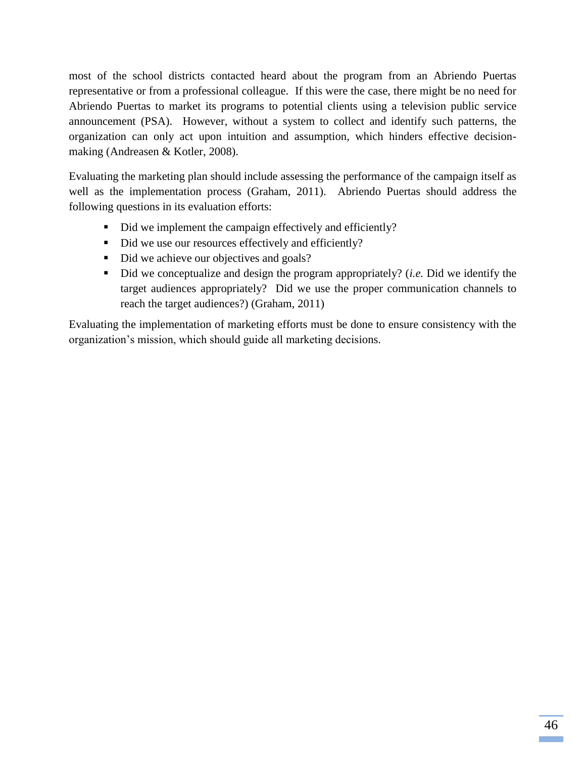most of the school districts contacted heard about the program from an Abriendo Puertas representative or from a professional colleague. If this were the case, there might be no need for Abriendo Puertas to market its programs to potential clients using a television public service announcement (PSA). However, without a system to collect and identify such patterns, the organization can only act upon intuition and assumption, which hinders effective decision-making (Andreasen & Kotler, 2008).

Evaluating the marketing plan should include assessing the performance of the campaign itself as well as the implementation process (Graham, 2011). Abriendo Puertas should address the following questions in its evaluation efforts:

- Did we implement the campaign effectively and efficiently?
- Did we use our resources effectively and efficiently?
- Did we achieve our objectives and goals?
- Did we conceptualize and design the program appropriately? (*i.e.* Did we identify the target audiences appropriately? Did we use the proper communication channels to reach the target audiences?) (Graham, 2011)

Evaluating the implementation of marketing efforts must be done to ensure consistency with the organization's mission, which should guide all marketing decisions.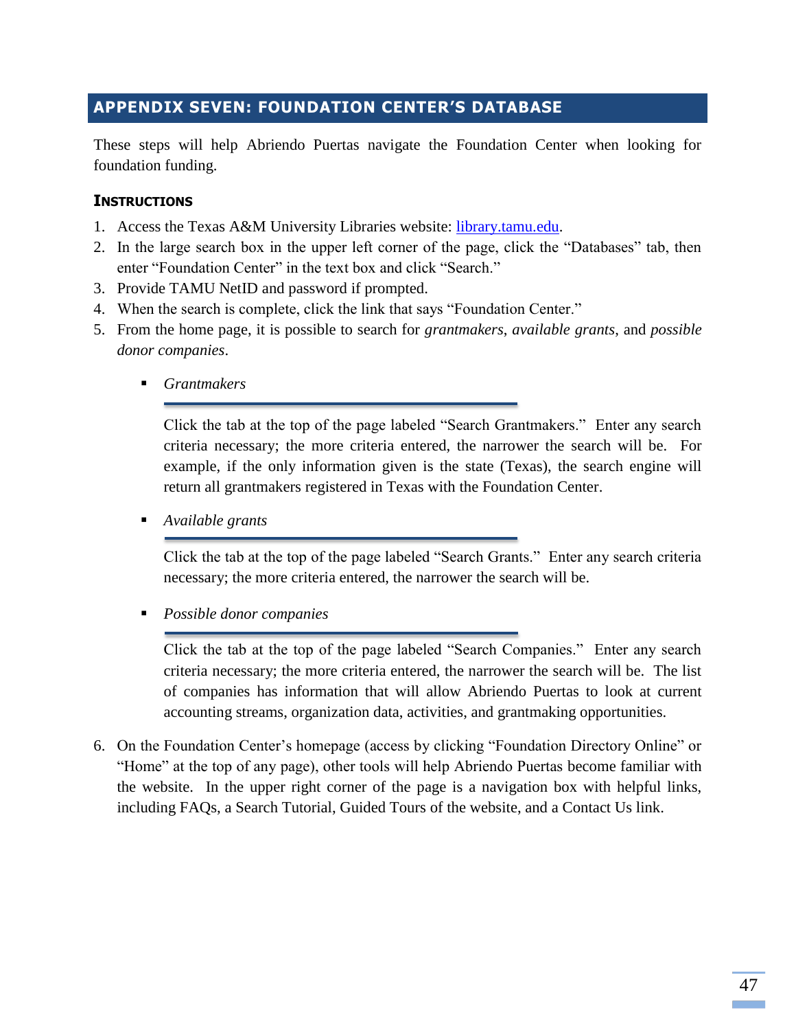## APPENDIX SEVEN: FOUNDATION CENTER'S DATABASE

These steps will help Abriendo Puertas navigate the Foundation Center when looking for foundation funding.

### Instructions

1. Access the Texas A&M University Libraries website: [library.tamu.edu](library.tamu.edu).
2. In the large search box in the upper left corner of the page, click the "Databases" tab, then enter "Foundation Center" in the text box and click "Search."
3. Provide TAMU NetID and password if prompted.
4. When the search is complete, click the link that says "Foundation Center."
5. From the home page, it is possible to search for *grantmakers*, *available grants*, and *possible donor companies*.

   - *Grantmakers*

     Click the tab at the top of the page labeled "Search Grantmakers." Enter any search criteria necessary; the more criteria entered, the narrower the search will be. For example, if the only information given is the state (Texas), the search engine will return all grantmakers registered in Texas with the Foundation Center.

   - *Available grants*

     Click the tab at the top of the page labeled "Search Grants." Enter any search criteria necessary; the more criteria entered, the narrower the search will be.

   - *Possible donor companies*

     Click the tab at the top of the page labeled "Search Companies." Enter any search criteria necessary; the more criteria entered, the narrower the search will be. The list of companies has information that will allow Abriendo Puertas to look at current accounting streams, organization data, activities, and grantmaking opportunities.

6. On the Foundation Center's homepage (access by clicking "Foundation Directory Online" or "Home" at the top of any page), other tools will help Abriendo Puertas become familiar with the website. In the upper right corner of the page is a navigation box with helpful links, including FAQs, a Search Tutorial, Guided Tours of the website, and a Contact Us link.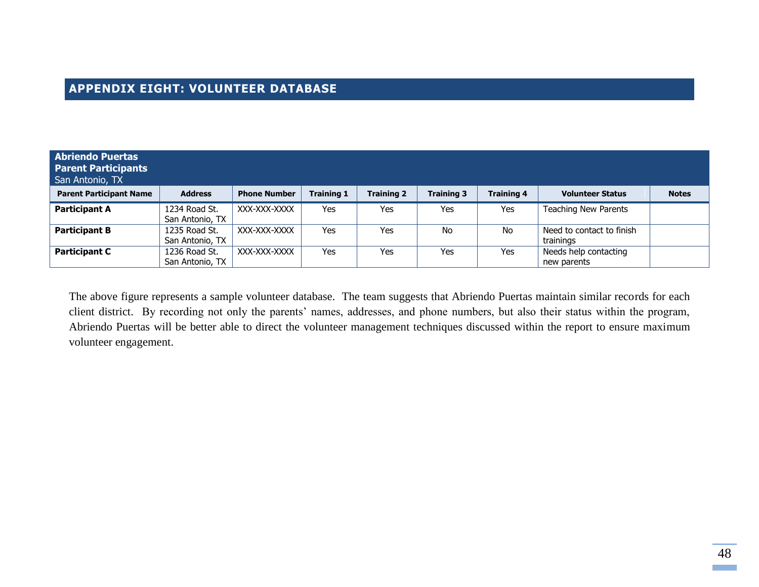## APPENDIX EIGHT: VOLUNTEER DATABASE

| **Abriendo Puertas**<br>**Parent Participants**<br>San Antonio, TX | | | | | | | | |
|---|---|---|---|---|---|---|---|---|
| **Parent Participant Name** | **Address** | **Phone Number** | **Training 1** | **Training 2** | **Training 3** | **Training 4** | **Volunteer Status** | **Notes** |
| **Participant A** | 1234 Road St. San Antonio, TX | XXX-XXX-XXXX | Yes | Yes | Yes | Yes | Teaching New Parents | |
| **Participant B** | 1235 Road St. San Antonio, TX | XXX-XXX-XXXX | Yes | Yes | No | No | Need to contact to finish trainings | |
| **Participant C** | 1236 Road St. San Antonio, TX | XXX-XXX-XXXX | Yes | Yes | Yes | Yes | Needs help contacting new parents | |

The above figure represents a sample volunteer database. The team suggests that Abriendo Puertas maintain similar records for each client district. By recording not only the parents' names, addresses, and phone numbers, but also their status within the program, Abriendo Puertas will be better able to direct the volunteer management techniques discussed within the report to ensure maximum volunteer engagement.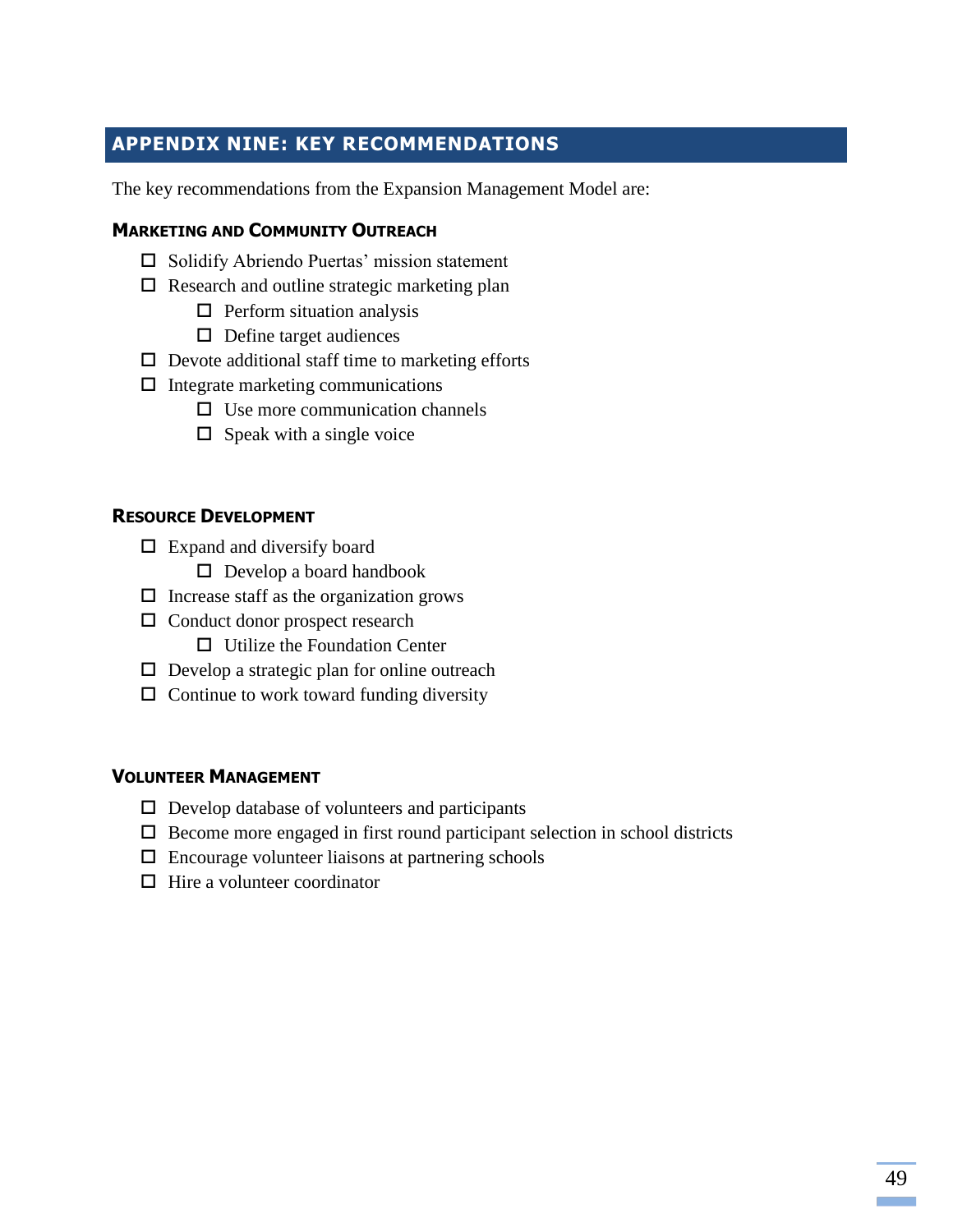## APPENDIX NINE: KEY RECOMMENDATIONS

The key recommendations from the Expansion Management Model are:

### Marketing and Community Outreach

- ☐ Solidify Abriendo Puertas' mission statement
- ☐ Research and outline strategic marketing plan
  - ☐ Perform situation analysis
  - ☐ Define target audiences
- ☐ Devote additional staff time to marketing efforts
- ☐ Integrate marketing communications
  - ☐ Use more communication channels
  - ☐ Speak with a single voice

### Resource Development

- ☐ Expand and diversify board
  - ☐ Develop a board handbook
- ☐ Increase staff as the organization grows
- ☐ Conduct donor prospect research
  - ☐ Utilize the Foundation Center
- ☐ Develop a strategic plan for online outreach
- ☐ Continue to work toward funding diversity

### Volunteer Management

- ☐ Develop database of volunteers and participants
- ☐ Become more engaged in first round participant selection in school districts
- ☐ Encourage volunteer liaisons at partnering schools
- ☐ Hire a volunteer coordinator